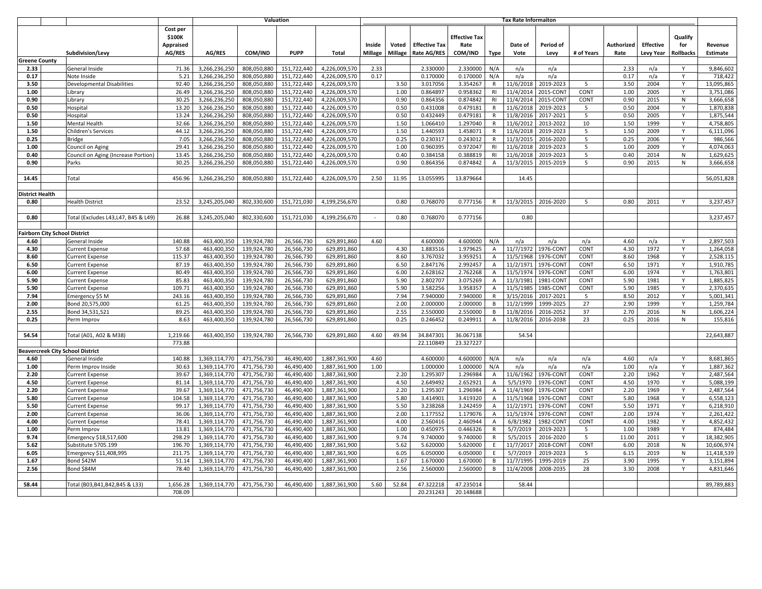| | | | Valuation | | | | | Tax Rate Informaiton | | | | | | | | | | | |
|---|---|---|---|---|---|---|---|---|---|---|---|---|---|---|---|---|---|---|---|
| | Subdivision/Levy | Cost per $100K Appraised AG/RES | AG/RES | COM/IND | PUPP | Total | Inside Millage | Voted Millage | Effective Tax Rate AG/RES | Effective Tax Rate COM/IND | Type | Date of Vote | Period of Levy | # of Years | Authorized Rate | Effective Levy Year | Qualify for Rollbacks | Revenue Estimate |
| **Greene County** | | | | | | | | | | | | | | | | | | |
| **2.33** | General Inside | 71.36 | 3,266,236,250 | 808,050,880 | 151,722,440 | 4,226,009,570 | 2.33 | | 2.330000 | 2.330000 | N/A | n/a | n/a | | 2.33 | n/a | Y | 9,846,602 |
| **0.17** | Note Inside | 5.21 | 3,266,236,250 | 808,050,880 | 151,722,440 | 4,226,009,570 | 0.17 | | 0.170000 | 0.170000 | N/A | n/a | n/a | | 0.17 | n/a | Y | 718,422 |
| **3.50** | Developmental Disabilities | 92.40 | 3,266,236,250 | 808,050,880 | 151,722,440 | 4,226,009,570 | | 3.50 | 3.017056 | 3.354267 | R | 11/6/2018 | 2019-2023 | 5 | 3.50 | 2004 | Y | 13,095,865 |
| **1.00** | Library | 26.49 | 3,266,236,250 | 808,050,880 | 151,722,440 | 4,226,009,570 | | 1.00 | 0.864897 | 0.958362 | RI | 11/4/2014 | 2015-CONT | CONT | 1.00 | 2005 | Y | 3,751,086 |
| **0.90** | Library | 30.25 | 3,266,236,250 | 808,050,880 | 151,722,440 | 4,226,009,570 | | 0.90 | 0.864356 | 0.874842 | RI | 11/4/2014 | 2015-CONT | CONT | 0.90 | 2015 | N | 3,666,658 |
| **0.50** | Hospital | 13.20 | 3,266,236,250 | 808,050,880 | 151,722,440 | 4,226,009,570 | | 0.50 | 0.431008 | 0.479181 | R | 11/6/2018 | 2019-2023 | 5 | 0.50 | 2004 | Y | 1,870,838 |
| **0.50** | Hospital | 13.24 | 3,266,236,250 | 808,050,880 | 151,722,440 | 4,226,009,570 | | 0.50 | 0.432449 | 0.479181 | R | 11/8/2016 | 2017-2021 | 5 | 0.50 | 2005 | Y | 1,875,544 |
| **1.50** | Mental Health | 32.66 | 3,266,236,250 | 808,050,880 | 151,722,440 | 4,226,009,570 | | 1.50 | 1.066410 | 1.297040 | R | 11/6/2012 | 2013-2022 | 10 | 1.50 | 1999 | Y | 4,758,805 |
| **1.50** | Children's Services | 44.12 | 3,266,236,250 | 808,050,880 | 151,722,440 | 4,226,009,570 | | 1.50 | 1.440593 | 1.458071 | R | 11/6/2018 | 2019-2023 | 5 | 1.50 | 2009 | Y | 6,111,096 |
| **0.25** | Bridge | 7.05 | 3,266,236,250 | 808,050,880 | 151,722,440 | 4,226,009,570 | | 0.25 | 0.230317 | 0.243012 | R | 11/3/2015 | 2016-2020 | 5 | 0.25 | 2006 | Y | 986,566 |
| **1.00** | Council on Aging | 29.41 | 3,266,236,250 | 808,050,880 | 151,722,440 | 4,226,009,570 | | 1.00 | 0.960395 | 0.972047 | RI | 11/6/2018 | 2019-2023 | 5 | 1.00 | 2009 | Y | 4,074,063 |
| **0.40** | Council on Aging (Increase Portion) | 13.45 | 3,266,236,250 | 808,050,880 | 151,722,440 | 4,226,009,570 | | 0.40 | 0.384158 | 0.388819 | RI | 11/6/2018 | 2019-2023 | 5 | 0.40 | 2014 | N | 1,629,625 |
| **0.90** | Parks | 30.25 | 3,266,236,250 | 808,050,880 | 151,722,440 | 4,226,009,570 | | 0.90 | 0.864356 | 0.874842 | A | 11/3/2015 | 2015-2019 | 5 | 0.90 | 2015 | N | 3,666,658 |
| | | | | | | | | | | | | | | | | | | |
| **14.45** | Total | 456.96 | 3,266,236,250 | 808,050,880 | 151,722,440 | 4,226,009,570 | 2.50 | 11.95 | 13.055995 | 13.879664 | | 14.45 | | | | | | 56,051,828 |
| | | | | | | | | | | | | | | | | | | |
| **District Health** | | | | | | | | | | | | | | | | | | |
| **0.80** | Health District | 23.52 | 3,245,205,040 | 802,330,600 | 151,721,030 | 4,199,256,670 | | 0.80 | 0.768070 | 0.777156 | R | 11/3/2015 | 2016-2020 | 5 | 0.80 | 2011 | Y | 3,237,457 |
| | | | | | | | | | | | | | | | | | | |
| **0.80** | Total (Excludes L43,L47, B45 & L49) | 26.88 | 3,245,205,040 | 802,330,600 | 151,721,030 | 4,199,256,670 | - | 0.80 | 0.768070 | 0.777156 | | 0.80 | | | | | | 3,237,457 |
| | | | | | | | | | | | | | | | | | | |
| **Fairborn City School District** | | | | | | | | | | | | | | | | | | |
| **4.60** | General Inside | 140.88 | 463,400,350 | 139,924,780 | 26,566,730 | 629,891,860 | 4.60 | | 4.600000 | 4.600000 | N/A | n/a | n/a | n/a | 4.60 | n/a | Y | 2,897,503 |
| **4.30** | Current Expense | 57.68 | 463,400,350 | 139,924,780 | 26,566,730 | 629,891,860 | | 4.30 | 1.883516 | 1.979625 | A | 11/7/1972 | 1976-CONT | CONT | 4.30 | 1972 | Y | 1,264,058 |
| **8.60** | Current Expense | 115.37 | 463,400,350 | 139,924,780 | 26,566,730 | 629,891,860 | | 8.60 | 3.767032 | 3.959251 | A | 11/5/1968 | 1976-CONT | CONT | 8.60 | 1968 | Y | 2,528,115 |
| **6.50** | Current Expense | 87.19 | 463,400,350 | 139,924,780 | 26,566,730 | 629,891,860 | | 6.50 | 2.847176 | 2.992457 | A | 11/2/1971 | 1976-CONT | CONT | 6.50 | 1971 | Y | 1,910,785 |
| **6.00** | Current Expense | 80.49 | 463,400,350 | 139,924,780 | 26,566,730 | 629,891,860 | | 6.00 | 2.628162 | 2.762268 | A | 11/5/1974 | 1976-CONT | CONT | 6.00 | 1974 | Y | 1,763,801 |
| **5.90** | Current Expense | 85.83 | 463,400,350 | 139,924,780 | 26,566,730 | 629,891,860 | | 5.90 | 2.802707 | 3.075269 | A | 11/3/1981 | 1981-CONT | CONT | 5.90 | 1981 | Y | 1,885,825 |
| **5.90** | Current Expense | 109.71 | 463,400,350 | 139,924,780 | 26,566,730 | 629,891,860 | | 5.90 | 3.582256 | 3.958357 | A | 11/5/1985 | 1985-CONT | CONT | 5.90 | 1985 | Y | 2,370,635 |
| **7.94** | Emergency $5 M | 243.16 | 463,400,350 | 139,924,780 | 26,566,730 | 629,891,860 | | 7.94 | 7.940000 | 7.940000 | R | 3/15/2016 | 2017-2021 | 5 | 8.50 | 2012 | Y | 5,001,341 |
| **2.00** | Bond 20,575,000 | 61.25 | 463,400,350 | 139,924,780 | 26,566,730 | 629,891,860 | | 2.00 | 2.000000 | 2.000000 | B | 11/2/1999 | 1999-2025 | 27 | 2.90 | 1999 | Y | 1,259,784 |
| **2.55** | Bond 34,531,521 | 89.25 | 463,400,350 | 139,924,780 | 26,566,730 | 629,891,860 | | 2.55 | 2.550000 | 2.550000 | B | 11/8/2016 | 2016-2052 | 37 | 2.70 | 2016 | N | 1,606,224 |
| **0.25** | Perm Improv | 8.63 | 463,400,350 | 139,924,780 | 26,566,730 | 629,891,860 | | 0.25 | 0.246452 | 0.249911 | A | 11/8/2016 | 2016-2038 | 23 | 0.25 | 2016 | N | 155,816 |
| | | | | | | | | | | | | | | | | | | |
| **54.54** | Total (A01, A02 & M38) | 1,219.66 | 463,400,350 | 139,924,780 | 26,566,730 | 629,891,860 | 4.60 | 49.94 | 34.847301 | 36.067138 | | 54.54 | | | | | | 22,643,887 |
| | | 773.88 | | | | | | | 22.110849 | 23.327227 | | | | | | | | |
| **Beavercreek City School District** | | | | | | | | | | | | | | | | | | |
| **4.60** | General Inside | 140.88 | 1,369,114,770 | 471,756,730 | 46,490,400 | 1,887,361,900 | 4.60 | | 4.600000 | 4.600000 | N/A | n/a | n/a | n/a | 4.60 | n/a | Y | 8,681,865 |
| **1.00** | Perm Improv Inside | 30.63 | 1,369,114,770 | 471,756,730 | 46,490,400 | 1,887,361,900 | 1.00 | | 1.000000 | 1.000000 | N/A | n/a | n/a | n/a | 1.00 | n/a | Y | 1,887,362 |
| **2.20** | Current Expense | 39.67 | 1,369,114,770 | 471,756,730 | 46,490,400 | 1,887,361,900 | | 2.20 | 1.295307 | 1.296984 | A | 11/6/1962 | 1976-CONT | CONT | 2.20 | 1962 | Y | 2,487,564 |
| **4.50** | Current Expense | 81.14 | 1,369,114,770 | 471,756,730 | 46,490,400 | 1,887,361,900 | | 4.50 | 2.649492 | 2.652921 | A | 5/5/1970 | 1976-CONT | CONT | 4.50 | 1970 | Y | 5,088,199 |
| **2.20** | Current Expense | 39.67 | 1,369,114,770 | 471,756,730 | 46,490,400 | 1,887,361,900 | | 2.20 | 1.295307 | 1.296984 | A | 11/4/1969 | 1976-CONT | CONT | 2.20 | 1969 | Y | 2,487,564 |
| **5.80** | Current Expense | 104.58 | 1,369,114,770 | 471,756,730 | 46,490,400 | 1,887,361,900 | | 5.80 | 3.414901 | 3.419320 | A | 11/5/1968 | 1976-CONT | CONT | 5.80 | 1968 | Y | 6,558,123 |
| **5.50** | Current Expense | 99.17 | 1,369,114,770 | 471,756,730 | 46,490,400 | 1,887,361,900 | | 5.50 | 3.238268 | 3.242459 | A | 11/2/1971 | 1976-CONT | CONT | 5.50 | 1971 | Y | 6,218,910 |
| **2.00** | Current Expense | 36.06 | 1,369,114,770 | 471,756,730 | 46,490,400 | 1,887,361,900 | | 2.00 | 1.177552 | 1.179076 | A | 11/5/1974 | 1976-CONT | CONT | 2.00 | 1974 | Y | 2,261,422 |
| **4.00** | Current Expense | 78.41 | 1,369,114,770 | 471,756,730 | 46,490,400 | 1,887,361,900 | | 4.00 | 2.560416 | 2.460944 | A | 6/8/1982 | 1982-CONT | CONT | 4.00 | 1982 | Y | 4,852,432 |
| **1.00** | Perm Improv | 13.81 | 1,369,114,770 | 471,756,730 | 46,490,400 | 1,887,361,900 | | 1.00 | 0.450975 | 0.446326 | R | 5/7/2019 | 2019-2023 | 5 | 1.00 | 1989 | Y | 874,484 |
| **9.74** | Emergency $18,517,600 | 298.29 | 1,369,114,770 | 471,756,730 | 46,490,400 | 1,887,361,900 | | 9.74 | 9.740000 | 9.740000 | R | 5/5/2015 | 2016-2020 | 5 | 11.00 | 2011 | Y | 18,382,905 |
| **5.62** | Substitute 5705.199 | 196.70 | 1,369,114,770 | 471,756,730 | 46,490,400 | 1,887,361,900 | | 5.62 | 5.620000 | 5.620000 | E | 11/7/2017 | 2018-CONT | CONT | 6.00 | 2018 | N | 10,606,974 |
| **6.05** | Emergency $11,408,995 | 211.75 | 1,369,114,770 | 471,756,730 | 46,490,400 | 1,887,361,900 | | 6.05 | 6.050000 | 6.050000 | E | 5/7/2019 | 2019-2023 | 5 | 6.15 | 2019 | N | 11,418,539 |
| **1.67** | Bond $42M | 51.14 | 1,369,114,770 | 471,756,730 | 46,490,400 | 1,887,361,900 | | 1.67 | 1.670000 | 1.670000 | B | 11/7/1995 | 1995-2019 | 25 | 3.90 | 1995 | Y | 3,151,894 |
| **2.56** | Bond $84M | 78.40 | 1,369,114,770 | 471,756,730 | 46,490,400 | 1,887,361,900 | | 2.56 | 2.560000 | 2.560000 | B | 11/4/2008 | 2008-2035 | 28 | 3.30 | 2008 | Y | 4,831,646 |
| | | | | | | | | | | | | | | | | | | |
| **58.44** | Total (B03,B41,B42,B45 & L33) | 1,656.28 | 1,369,114,770 | 471,756,730 | 46,490,400 | 1,887,361,900 | 5.60 | 52.84 | 47.322218 | 47.235014 | | 58.44 | | | | | | 89,789,883 |
| | | 708.09 | | | | | | | 20.231243 | 20.148688 | | | | | | | | |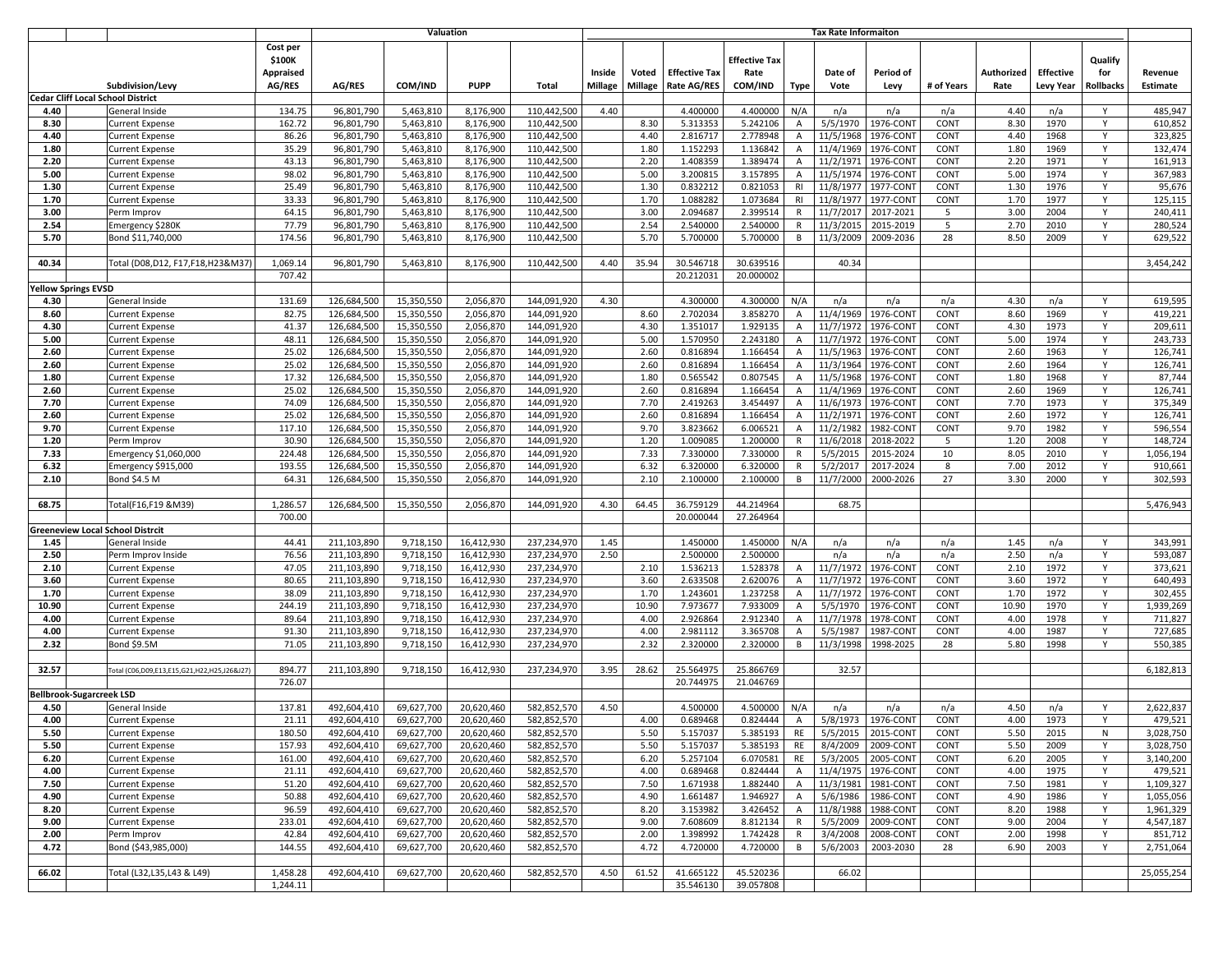| | | | Valuation | | | | | Tax Rate Informaiton | | | | | | | | | | | | |
|---|---|---|---|---|---|---|---|---|---|---|---|---|---|---|---|---|---|---|---|---|
| | | Subdivision/Levy | Cost per $100K Appraised AG/RES | AG/RES | COM/IND | PUPP | Total | Inside Millage | Voted Millage | Effective Tax Rate AG/RES | Effective Tax Rate COM/IND | Type | Date of Vote | Period of Levy | # of Years | Authorized Rate | Effective Levy Year | Qualify for Rollbacks | Revenue Estimate |
| **Cedar Cliff Local School District** | | | | | | | | | | | | | | | | | | | |
| 4.40 | | General Inside | 134.75 | 96,801,790 | 5,463,810 | 8,176,900 | 110,442,500 | 4.40 | | 4.400000 | 4.400000 | N/A | n/a | n/a | n/a | 4.40 | n/a | Y | 485,947 |
| 8.30 | | Current Expense | 162.72 | 96,801,790 | 5,463,810 | 8,176,900 | 110,442,500 | | 8.30 | 5.313353 | 5.242106 | A | 5/5/1970 | 1976-CONT | CONT | 8.30 | 1970 | Y | 610,852 |
| 4.40 | | Current Expense | 86.26 | 96,801,790 | 5,463,810 | 8,176,900 | 110,442,500 | | 4.40 | 2.816717 | 2.778948 | A | 11/5/1968 | 1976-CONT | CONT | 4.40 | 1968 | Y | 323,825 |
| 1.80 | | Current Expense | 35.29 | 96,801,790 | 5,463,810 | 8,176,900 | 110,442,500 | | 1.80 | 1.152293 | 1.136842 | A | 11/4/1969 | 1976-CONT | CONT | 1.80 | 1969 | Y | 132,474 |
| 2.20 | | Current Expense | 43.13 | 96,801,790 | 5,463,810 | 8,176,900 | 110,442,500 | | 2.20 | 1.408359 | 1.389474 | A | 11/2/1971 | 1976-CONT | CONT | 2.20 | 1971 | Y | 161,913 |
| 5.00 | | Current Expense | 98.02 | 96,801,790 | 5,463,810 | 8,176,900 | 110,442,500 | | 5.00 | 3.200815 | 3.157895 | A | 11/5/1974 | 1976-CONT | CONT | 5.00 | 1974 | Y | 367,983 |
| 1.30 | | Current Expense | 25.49 | 96,801,790 | 5,463,810 | 8,176,900 | 110,442,500 | | 1.30 | 0.832212 | 0.821053 | RI | 11/8/1977 | 1977-CONT | CONT | 1.30 | 1976 | Y | 95,676 |
| 1.70 | | Current Expense | 33.33 | 96,801,790 | 5,463,810 | 8,176,900 | 110,442,500 | | 1.70 | 1.088282 | 1.073684 | RI | 11/8/1977 | 1977-CONT | CONT | 1.70 | 1977 | Y | 125,115 |
| 3.00 | | Perm Improv | 64.15 | 96,801,790 | 5,463,810 | 8,176,900 | 110,442,500 | | 3.00 | 2.094687 | 2.399514 | R | 11/7/2017 | 2017-2021 | 5 | 3.00 | 2004 | Y | 240,411 |
| 2.54 | | Emergency $280K | 77.79 | 96,801,790 | 5,463,810 | 8,176,900 | 110,442,500 | | 2.54 | 2.540000 | 2.540000 | R | 11/3/2015 | 2015-2019 | 5 | 2.70 | 2010 | Y | 280,524 |
| 5.70 | | Bond $11,740,000 | 174.56 | 96,801,790 | 5,463,810 | 8,176,900 | 110,442,500 | | 5.70 | 5.700000 | 5.700000 | B | 11/3/2009 | 2009-2036 | 28 | 8.50 | 2009 | Y | 629,522 |
| | | | | | | | | | | | | | | | | | | | |
| 40.34 | | Total (D08,D12, F17,F18,H23&M37) | 1,069.14 | 96,801,790 | 5,463,810 | 8,176,900 | 110,442,500 | 4.40 | 35.94 | 30.546718 | 30.639516 | | 40.34 | | | | | | 3,454,242 |
| | | | 707.42 | | | | | | | 20.212031 | 20.000002 | | | | | | | | |
| **Yellow Springs EVSD** | | | | | | | | | | | | | | | | | | | |
| 4.30 | | General Inside | 131.69 | 126,684,500 | 15,350,550 | 2,056,870 | 144,091,920 | 4.30 | | 4.300000 | 4.300000 | N/A | n/a | n/a | n/a | 4.30 | n/a | Y | 619,595 |
| 8.60 | | Current Expense | 82.75 | 126,684,500 | 15,350,550 | 2,056,870 | 144,091,920 | | 8.60 | 2.702034 | 3.858270 | A | 11/4/1969 | 1976-CONT | CONT | 8.60 | 1969 | Y | 419,221 |
| 4.30 | | Current Expense | 41.37 | 126,684,500 | 15,350,550 | 2,056,870 | 144,091,920 | | 4.30 | 1.351017 | 1.929135 | A | 11/7/1972 | 1976-CONT | CONT | 4.30 | 1973 | Y | 209,611 |
| 5.00 | | Current Expense | 48.11 | 126,684,500 | 15,350,550 | 2,056,870 | 144,091,920 | | 5.00 | 1.570950 | 2.243180 | A | 11/7/1972 | 1976-CONT | CONT | 5.00 | 1974 | Y | 243,733 |
| 2.60 | | Current Expense | 25.02 | 126,684,500 | 15,350,550 | 2,056,870 | 144,091,920 | | 2.60 | 0.816894 | 1.166454 | A | 11/5/1963 | 1976-CONT | CONT | 2.60 | 1963 | Y | 126,741 |
| 2.60 | | Current Expense | 25.02 | 126,684,500 | 15,350,550 | 2,056,870 | 144,091,920 | | 2.60 | 0.816894 | 1.166454 | A | 11/3/1964 | 1976-CONT | CONT | 2.60 | 1964 | Y | 126,741 |
| 1.80 | | Current Expense | 17.32 | 126,684,500 | 15,350,550 | 2,056,870 | 144,091,920 | | 1.80 | 0.565542 | 0.807545 | A | 11/5/1968 | 1976-CONT | CONT | 1.80 | 1968 | Y | 87,744 |
| 2.60 | | Current Expense | 25.02 | 126,684,500 | 15,350,550 | 2,056,870 | 144,091,920 | | 2.60 | 0.816894 | 1.166454 | A | 11/4/1969 | 1976-CONT | CONT | 2.60 | 1969 | Y | 126,741 |
| 7.70 | | Current Expense | 74.09 | 126,684,500 | 15,350,550 | 2,056,870 | 144,091,920 | | 7.70 | 2.419263 | 3.454497 | A | 11/6/1973 | 1976-CONT | CONT | 7.70 | 1973 | Y | 375,349 |
| 2.60 | | Current Expense | 25.02 | 126,684,500 | 15,350,550 | 2,056,870 | 144,091,920 | | 2.60 | 0.816894 | 1.166454 | A | 11/2/1971 | 1976-CONT | CONT | 2.60 | 1972 | Y | 126,741 |
| 9.70 | | Current Expense | 117.10 | 126,684,500 | 15,350,550 | 2,056,870 | 144,091,920 | | 9.70 | 3.823662 | 6.006521 | A | 11/2/1982 | 1982-CONT | CONT | 9.70 | 1982 | Y | 596,554 |
| 1.20 | | Perm Improv | 30.90 | 126,684,500 | 15,350,550 | 2,056,870 | 144,091,920 | | 1.20 | 1.009085 | 1.200000 | R | 11/6/2018 | 2018-2022 | 5 | 1.20 | 2008 | Y | 148,724 |
| 7.33 | | Emergency $1,060,000 | 224.48 | 126,684,500 | 15,350,550 | 2,056,870 | 144,091,920 | | 7.33 | 7.330000 | 7.330000 | R | 5/5/2015 | 2015-2024 | 10 | 8.05 | 2010 | Y | 1,056,194 |
| 6.32 | | Emergency $915,000 | 193.55 | 126,684,500 | 15,350,550 | 2,056,870 | 144,091,920 | | 6.32 | 6.320000 | 6.320000 | R | 5/2/2017 | 2017-2024 | 8 | 7.00 | 2012 | Y | 910,661 |
| 2.10 | | Bond $4.5 M | 64.31 | 126,684,500 | 15,350,550 | 2,056,870 | 144,091,920 | | 2.10 | 2.100000 | 2.100000 | B | 11/7/2000 | 2000-2026 | 27 | 3.30 | 2000 | Y | 302,593 |
| | | | | | | | | | | | | | | | | | | | |
| 68.75 | | Total(F16,F19 &M39) | 1,286.57 | 126,684,500 | 15,350,550 | 2,056,870 | 144,091,920 | 4.30 | 64.45 | 36.759129 | 44.214964 | | 68.75 | | | | | | 5,476,943 |
| | | | 700.00 | | | | | | | 20.000044 | 27.264964 | | | | | | | | |
| **Greeneview Local School Distrcit** | | | | | | | | | | | | | | | | | | | |
| 1.45 | | General Inside | 44.41 | 211,103,890 | 9,718,150 | 16,412,930 | 237,234,970 | 1.45 | | 1.450000 | 1.450000 | N/A | n/a | n/a | n/a | 1.45 | n/a | Y | 343,991 |
| 2.50 | | Perm Improv Inside | 76.56 | 211,103,890 | 9,718,150 | 16,412,930 | 237,234,970 | 2.50 | | 2.500000 | 2.500000 | | n/a | n/a | n/a | 2.50 | n/a | Y | 593,087 |
| 2.10 | | Current Expense | 47.05 | 211,103,890 | 9,718,150 | 16,412,930 | 237,234,970 | | 2.10 | 1.536213 | 1.528378 | A | 11/7/1972 | 1976-CONT | CONT | 2.10 | 1972 | Y | 373,621 |
| 3.60 | | Current Expense | 80.65 | 211,103,890 | 9,718,150 | 16,412,930 | 237,234,970 | | 3.60 | 2.633508 | 2.620076 | A | 11/7/1972 | 1976-CONT | CONT | 3.60 | 1972 | Y | 640,493 |
| 1.70 | | Current Expense | 38.09 | 211,103,890 | 9,718,150 | 16,412,930 | 237,234,970 | | 1.70 | 1.243601 | 1.237258 | A | 11/7/1972 | 1976-CONT | CONT | 1.70 | 1972 | Y | 302,455 |
| 10.90 | | Current Expense | 244.19 | 211,103,890 | 9,718,150 | 16,412,930 | 237,234,970 | | 10.90 | 7.973677 | 7.933009 | A | 5/5/1970 | 1976-CONT | CONT | 10.90 | 1970 | Y | 1,939,269 |
| 4.00 | | Current Expense | 89.64 | 211,103,890 | 9,718,150 | 16,412,930 | 237,234,970 | | 4.00 | 2.926864 | 2.912340 | A | 11/7/1978 | 1978-CONT | CONT | 4.00 | 1978 | Y | 711,827 |
| 4.00 | | Current Expense | 91.30 | 211,103,890 | 9,718,150 | 16,412,930 | 237,234,970 | | 4.00 | 2.981112 | 3.365708 | A | 5/5/1987 | 1987-CONT | CONT | 4.00 | 1987 | Y | 727,685 |
| 2.32 | | Bond $9.5M | 71.05 | 211,103,890 | 9,718,150 | 16,412,930 | 237,234,970 | | 2.32 | 2.320000 | 2.320000 | B | 11/3/1998 | 1998-2025 | 28 | 5.80 | 1998 | Y | 550,385 |
| | | | | | | | | | | | | | | | | | | | |
| 32.57 | | Total (C06,D09,E13,E15,G21,H22,H25,J26&J27) | 894.77 | 211,103,890 | 9,718,150 | 16,412,930 | 237,234,970 | 3.95 | 28.62 | 25.564975 | 25.866769 | | 32.57 | | | | | | 6,182,813 |
| | | | 726.07 | | | | | | | 20.744975 | 21.046769 | | | | | | | | |
| **Bellbrook-Sugarcreek LSD** | | | | | | | | | | | | | | | | | | | |
| 4.50 | | General Inside | 137.81 | 492,604,410 | 69,627,700 | 20,620,460 | 582,852,570 | 4.50 | | 4.500000 | 4.500000 | N/A | n/a | n/a | n/a | 4.50 | n/a | Y | 2,622,837 |
| 4.00 | | Current Expense | 21.11 | 492,604,410 | 69,627,700 | 20,620,460 | 582,852,570 | | 4.00 | 0.689468 | 0.824444 | A | 5/8/1973 | 1976-CONT | CONT | 4.00 | 1973 | Y | 479,521 |
| 5.50 | | Current Expense | 180.50 | 492,604,410 | 69,627,700 | 20,620,460 | 582,852,570 | | 5.50 | 5.157037 | 5.385193 | RE | 5/5/2015 | 2015-CONT | CONT | 5.50 | 2015 | N | 3,028,750 |
| 5.50 | | Current Expense | 157.93 | 492,604,410 | 69,627,700 | 20,620,460 | 582,852,570 | | 5.50 | 5.157037 | 5.385193 | RE | 8/4/2009 | 2009-CONT | CONT | 5.50 | 2009 | Y | 3,028,750 |
| 6.20 | | Current Expense | 161.00 | 492,604,410 | 69,627,700 | 20,620,460 | 582,852,570 | | 6.20 | 5.257104 | 6.070581 | RE | 5/3/2005 | 2005-CONT | CONT | 6.20 | 2005 | Y | 3,140,200 |
| 4.00 | | Current Expense | 21.11 | 492,604,410 | 69,627,700 | 20,620,460 | 582,852,570 | | 4.00 | 0.689468 | 0.824444 | A | 11/4/1975 | 1976-CONT | CONT | 4.00 | 1975 | Y | 479,521 |
| 7.50 | | Current Expense | 51.20 | 492,604,410 | 69,627,700 | 20,620,460 | 582,852,570 | | 7.50 | 1.671938 | 1.882440 | A | 11/3/1981 | 1981-CONT | CONT | 7.50 | 1981 | Y | 1,109,327 |
| 4.90 | | Current Expense | 50.88 | 492,604,410 | 69,627,700 | 20,620,460 | 582,852,570 | | 4.90 | 1.661487 | 1.946927 | A | 5/6/1986 | 1986-CONT | CONT | 4.90 | 1986 | Y | 1,055,056 |
| 8.20 | | Current Expense | 96.59 | 492,604,410 | 69,627,700 | 20,620,460 | 582,852,570 | | 8.20 | 3.153982 | 3.426452 | A | 11/8/1988 | 1988-CONT | CONT | 8.20 | 1988 | Y | 1,961,329 |
| 9.00 | | Current Expense | 233.01 | 492,604,410 | 69,627,700 | 20,620,460 | 582,852,570 | | 9.00 | 7.608609 | 8.812134 | R | 5/5/2009 | 2009-CONT | CONT | 9.00 | 2004 | Y | 4,547,187 |
| 2.00 | | Perm Improv | 42.84 | 492,604,410 | 69,627,700 | 20,620,460 | 582,852,570 | | 2.00 | 1.398992 | 1.742428 | R | 3/4/2008 | 2008-CONT | CONT | 2.00 | 1998 | Y | 851,712 |
| 4.72 | | Bond ($43,985,000) | 144.55 | 492,604,410 | 69,627,700 | 20,620,460 | 582,852,570 | | 4.72 | 4.720000 | 4.720000 | B | 5/6/2003 | 2003-2030 | 28 | 6.90 | 2003 | Y | 2,751,064 |
| | | | | | | | | | | | | | | | | | | | |
| 66.02 | | Total (L32,L35,L43 & L49) | 1,458.28 | 492,604,410 | 69,627,700 | 20,620,460 | 582,852,570 | 4.50 | 61.52 | 41.665122 | 45.520236 | | 66.02 | | | | | | 25,055,254 |
| | | | 1,244.11 | | | | | | | 35.546130 | 39.057808 | | | | | | | | |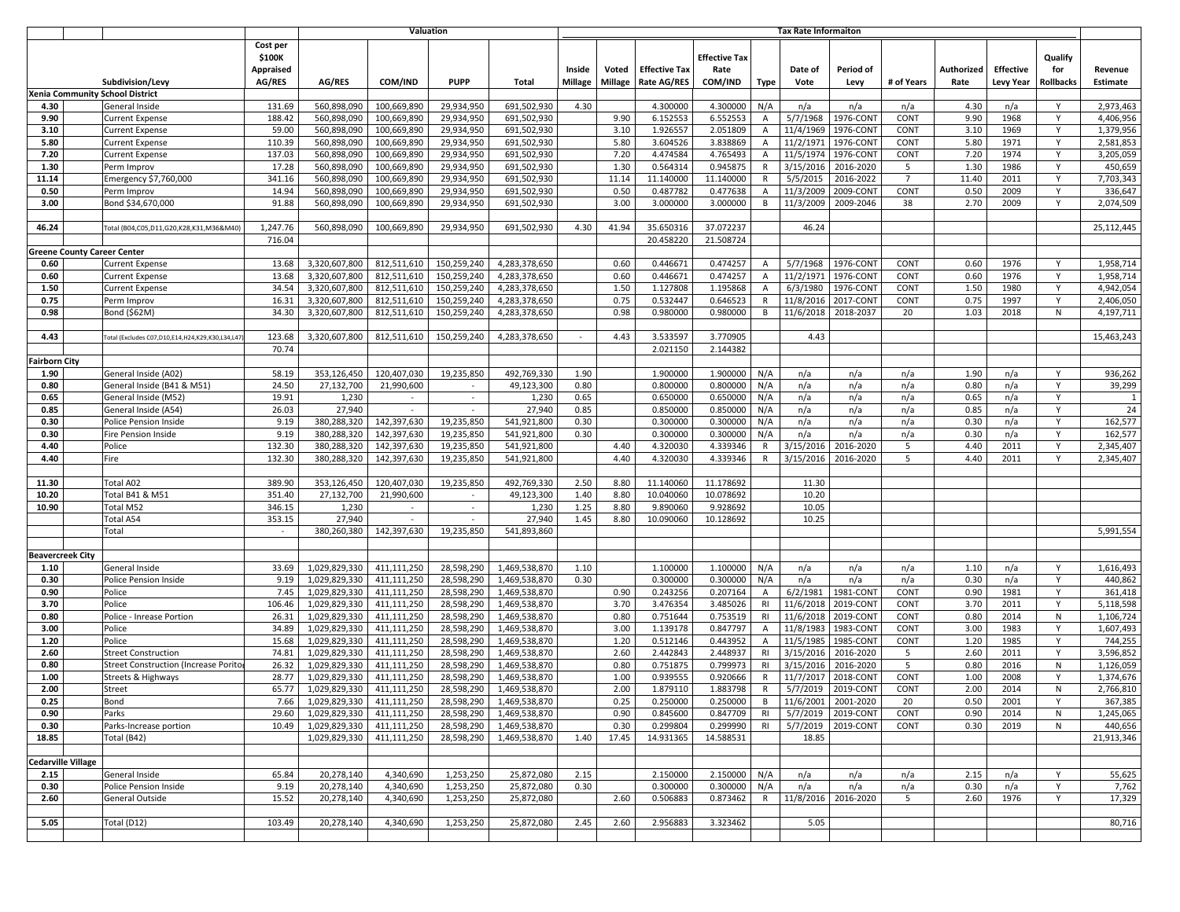| | | | Cost per $100K Appraised AG/RES | Valuation | | | | Tax Rate Informaiton | | | | | | | | | | | | Revenue Estimate |
|---|---|---|---|---|---|---|---|---|---|---|---|---|---|---|---|---|---|---|---|
| | | Subdivision/Levy | | AG/RES | COM/IND | PUPP | Total | Inside Millage | Voted Millage | Effective Tax Rate AG/RES | Effective Tax Rate COM/IND | Type | Date of Vote | Period of Levy | # of Years | Authorized Rate | Effective Levy Year | Qualify for Rollbacks | |
| **Xenia Community School District** | | | | | | | | | | | | | | | | | | | |
| 4.30 | | General Inside | 131.69 | 560,898,090 | 100,669,890 | 29,934,950 | 691,502,930 | 4.30 | | 4.300000 | 4.300000 | N/A | n/a | n/a | n/a | 4.30 | n/a | Y | 2,973,463 |
| 9.90 | | Current Expense | 188.42 | 560,898,090 | 100,669,890 | 29,934,950 | 691,502,930 | | 9.90 | 6.152553 | 6.552553 | A | 5/7/1968 | 1976-CONT | CONT | 9.90 | 1968 | Y | 4,406,956 |
| 3.10 | | Current Expense | 59.00 | 560,898,090 | 100,669,890 | 29,934,950 | 691,502,930 | | 3.10 | 1.926557 | 2.051809 | A | 11/4/1969 | 1976-CONT | CONT | 3.10 | 1969 | Y | 1,379,956 |
| 5.80 | | Current Expense | 110.39 | 560,898,090 | 100,669,890 | 29,934,950 | 691,502,930 | | 5.80 | 3.604526 | 3.838869 | A | 11/2/1971 | 1976-CONT | CONT | 5.80 | 1971 | Y | 2,581,853 |
| 7.20 | | Current Expense | 137.03 | 560,898,090 | 100,669,890 | 29,934,950 | 691,502,930 | | 7.20 | 4.474584 | 4.765493 | A | 11/5/1974 | 1976-CONT | CONT | 7.20 | 1974 | Y | 3,205,059 |
| 1.30 | | Perm Improv | 17.28 | 560,898,090 | 100,669,890 | 29,934,950 | 691,502,930 | | 1.30 | 0.564314 | 0.945875 | R | 3/15/2016 | 2016-2020 | 5 | 1.30 | 1986 | Y | 450,659 |
| 11.14 | | Emergency $7,760,000 | 341.16 | 560,898,090 | 100,669,890 | 29,934,950 | 691,502,930 | | 11.14 | 11.140000 | 11.140000 | R | 5/5/2015 | 2016-2022 | 7 | 11.40 | 2011 | Y | 7,703,343 |
| 0.50 | | Perm Improv | 14.94 | 560,898,090 | 100,669,890 | 29,934,950 | 691,502,930 | | 0.50 | 0.487782 | 0.477638 | A | 11/3/2009 | 2009-CONT | CONT | 0.50 | 2009 | Y | 336,647 |
| 3.00 | | Bond $34,670,000 | 91.88 | 560,898,090 | 100,669,890 | 29,934,950 | 691,502,930 | | 3.00 | 3.000000 | 3.000000 | B | 11/3/2009 | 2009-2046 | 38 | 2.70 | 2009 | Y | 2,074,509 |
| | | | | | | | | | | | | | | | | | | | |
| 46.24 | | Total (B04,C05,D11,G20,K28,K31,M36&M40) | 1,247.76 | 560,898,090 | 100,669,890 | 29,934,950 | 691,502,930 | 4.30 | 41.94 | 35.650316 | 37.072237 | | 46.24 | | | | | | 25,112,445 |
| | | | 716.04 | | | | | | | 20.458220 | 21.508724 | | | | | | | | |
| **Greene County Career Center** | | | | | | | | | | | | | | | | | | | |
| 0.60 | | Current Expense | 13.68 | 3,320,607,800 | 812,511,610 | 150,259,240 | 4,283,378,650 | | 0.60 | 0.446671 | 0.474257 | A | 5/7/1968 | 1976-CONT | CONT | 0.60 | 1976 | Y | 1,958,714 |
| 0.60 | | Current Expense | 13.68 | 3,320,607,800 | 812,511,610 | 150,259,240 | 4,283,378,650 | | 0.60 | 0.446671 | 0.474257 | A | 11/2/1971 | 1976-CONT | CONT | 0.60 | 1976 | Y | 1,958,714 |
| 1.50 | | Current Expense | 34.54 | 3,320,607,800 | 812,511,610 | 150,259,240 | 4,283,378,650 | | 1.50 | 1.127808 | 1.195868 | A | 6/3/1980 | 1976-CONT | CONT | 1.50 | 1980 | Y | 4,942,054 |
| 0.75 | | Perm Improv | 16.31 | 3,320,607,800 | 812,511,610 | 150,259,240 | 4,283,378,650 | | 0.75 | 0.532447 | 0.646523 | R | 11/8/2016 | 2017-CONT | CONT | 0.75 | 1997 | Y | 2,406,050 |
| 0.98 | | Bond ($62M) | 34.30 | 3,320,607,800 | 812,511,610 | 150,259,240 | 4,283,378,650 | | 0.98 | 0.980000 | 0.980000 | B | 11/6/2018 | 2018-2037 | 20 | 1.03 | 2018 | N | 4,197,711 |
| | | | | | | | | | | | | | | | | | | | |
| 4.43 | | Total (Excludes C07,D10,E14,H24,K29,K30,L34,L47) | 123.68 | 3,320,607,800 | 812,511,610 | 150,259,240 | 4,283,378,650 | - | 4.43 | 3.533597 | 3.770905 | | 4.43 | | | | | | 15,463,243 |
| | | | 70.74 | | | | | | | 2.021150 | 2.144382 | | | | | | | | |
| **Fairborn City** | | | | | | | | | | | | | | | | | | | |
| 1.90 | | General Inside (A02) | 58.19 | 353,126,450 | 120,407,030 | 19,235,850 | 492,769,330 | 1.90 | | 1.900000 | 1.900000 | N/A | n/a | n/a | n/a | 1.90 | n/a | Y | 936,262 |
| 0.80 | | General Inside (B41 & M51) | 24.50 | 27,132,700 | 21,990,600 | - | 49,123,300 | 0.80 | | 0.800000 | 0.800000 | N/A | n/a | n/a | n/a | 0.80 | n/a | Y | 39,299 |
| 0.65 | | General Inside (M52) | 19.91 | 1,230 | - | - | 1,230 | 0.65 | | 0.650000 | 0.650000 | N/A | n/a | n/a | n/a | 0.65 | n/a | Y | 1 |
| 0.85 | | General Inside (A54) | 26.03 | 27,940 | - | - | 27,940 | 0.85 | | 0.850000 | 0.850000 | N/A | n/a | n/a | n/a | 0.85 | n/a | Y | 24 |
| 0.30 | | Police Pension Inside | 9.19 | 380,288,320 | 142,397,630 | 19,235,850 | 541,921,800 | 0.30 | | 0.300000 | 0.300000 | N/A | n/a | n/a | n/a | 0.30 | n/a | Y | 162,577 |
| 0.30 | | Fire Pension Inside | 9.19 | 380,288,320 | 142,397,630 | 19,235,850 | 541,921,800 | 0.30 | | 0.300000 | 0.300000 | N/A | n/a | n/a | n/a | 0.30 | n/a | Y | 162,577 |
| 4.40 | | Police | 132.30 | 380,288,320 | 142,397,630 | 19,235,850 | 541,921,800 | | 4.40 | 4.320030 | 4.339346 | R | 3/15/2016 | 2016-2020 | 5 | 4.40 | 2011 | Y | 2,345,407 |
| 4.40 | | Fire | 132.30 | 380,288,320 | 142,397,630 | 19,235,850 | 541,921,800 | | 4.40 | 4.320030 | 4.339346 | R | 3/15/2016 | 2016-2020 | 5 | 4.40 | 2011 | Y | 2,345,407 |
| | | | | | | | | | | | | | | | | | | | |
| 11.30 | | Total A02 | 389.90 | 353,126,450 | 120,407,030 | 19,235,850 | 492,769,330 | 2.50 | 8.80 | 11.140060 | 11.178692 | | 11.30 | | | | | | |
| 10.20 | | Total B41 & M51 | 351.40 | 27,132,700 | 21,990,600 | - | 49,123,300 | 1.40 | 8.80 | 10.040060 | 10.078692 | | 10.20 | | | | | | |
| 10.90 | | Total M52 | 346.15 | 1,230 | - | - | 1,230 | 1.25 | 8.80 | 9.890060 | 9.928692 | | 10.05 | | | | | | |
| | | Total A54 | 353.15 | 27,940 | - | - | 27,940 | 1.45 | 8.80 | 10.090060 | 10.128692 | | 10.25 | | | | | | |
| | | Total | - | 380,260,380 | 142,397,630 | 19,235,850 | 541,893,860 | | | | | | | | | | | | 5,991,554 |
| | | | | | | | | | | | | | | | | | | | |
| **Beavercreek City** | | | | | | | | | | | | | | | | | | | |
| 1.10 | | General Inside | 33.69 | 1,029,829,330 | 411,111,250 | 28,598,290 | 1,469,538,870 | 1.10 | | 1.100000 | 1.100000 | N/A | n/a | n/a | n/a | 1.10 | n/a | Y | 1,616,493 |
| 0.30 | | Police Pension Inside | 9.19 | 1,029,829,330 | 411,111,250 | 28,598,290 | 1,469,538,870 | 0.30 | | 0.300000 | 0.300000 | N/A | n/a | n/a | n/a | 0.30 | n/a | Y | 440,862 |
| 0.90 | | Police | 7.45 | 1,029,829,330 | 411,111,250 | 28,598,290 | 1,469,538,870 | | 0.90 | 0.243256 | 0.207164 | A | 6/2/1981 | 1981-CONT | CONT | 0.90 | 1981 | Y | 361,418 |
| 3.70 | | Police | 106.46 | 1,029,829,330 | 411,111,250 | 28,598,290 | 1,469,538,870 | | 3.70 | 3.476354 | 3.485026 | RI | 11/6/2018 | 2019-CONT | CONT | 3.70 | 2011 | Y | 5,118,598 |
| 0.80 | | Police - Inrease Portion | 26.31 | 1,029,829,330 | 411,111,250 | 28,598,290 | 1,469,538,870 | | 0.80 | 0.751644 | 0.753519 | RI | 11/6/2018 | 2019-CONT | CONT | 0.80 | 2014 | N | 1,106,724 |
| 3.00 | | Police | 34.89 | 1,029,829,330 | 411,111,250 | 28,598,290 | 1,469,538,870 | | 3.00 | 1.139178 | 0.847797 | A | 11/8/1983 | 1983-CONT | CONT | 3.00 | 1983 | Y | 1,607,493 |
| 1.20 | | Police | 15.68 | 1,029,829,330 | 411,111,250 | 28,598,290 | 1,469,538,870 | | 1.20 | 0.512146 | 0.443952 | A | 11/5/1985 | 1985-CONT | CONT | 1.20 | 1985 | Y | 744,255 |
| 2.60 | | Street Construction | 74.81 | 1,029,829,330 | 411,111,250 | 28,598,290 | 1,469,538,870 | | 2.60 | 2.442843 | 2.448937 | RI | 3/15/2016 | 2016-2020 | 5 | 2.60 | 2011 | Y | 3,596,852 |
| 0.80 | | Street Construction (Increase Poritor | 26.32 | 1,029,829,330 | 411,111,250 | 28,598,290 | 1,469,538,870 | | 0.80 | 0.751875 | 0.799973 | RI | 3/15/2016 | 2016-2020 | 5 | 0.80 | 2016 | N | 1,126,059 |
| 1.00 | | Streets & Highways | 28.77 | 1,029,829,330 | 411,111,250 | 28,598,290 | 1,469,538,870 | | 1.00 | 0.939555 | 0.920666 | R | 11/7/2017 | 2018-CONT | CONT | 1.00 | 2008 | Y | 1,374,676 |
| 2.00 | | Street | 65.77 | 1,029,829,330 | 411,111,250 | 28,598,290 | 1,469,538,870 | | 2.00 | 1.879110 | 1.883798 | R | 5/7/2019 | 2019-CONT | CONT | 2.00 | 2014 | N | 2,766,810 |
| 0.25 | | Bond | 7.66 | 1,029,829,330 | 411,111,250 | 28,598,290 | 1,469,538,870 | | 0.25 | 0.250000 | 0.250000 | B | 11/6/2001 | 2001-2020 | 20 | 0.50 | 2001 | Y | 367,385 |
| 0.90 | | Parks | 29.60 | 1,029,829,330 | 411,111,250 | 28,598,290 | 1,469,538,870 | | 0.90 | 0.845600 | 0.847709 | RI | 5/7/2019 | 2019-CONT | CONT | 0.90 | 2014 | N | 1,245,065 |
| 0.30 | | Parks-Increase portion | 10.49 | 1,029,829,330 | 411,111,250 | 28,598,290 | 1,469,538,870 | | 0.30 | 0.299804 | 0.299990 | RI | 5/7/2019 | 2019-CONT | CONT | 0.30 | 2019 | N | 440,656 |
| 18.85 | | Total (B42) | | 1,029,829,330 | 411,111,250 | 28,598,290 | 1,469,538,870 | 1.40 | 17.45 | 14.931365 | 14.588531 | | 18.85 | | | | | | 21,913,346 |
| | | | | | | | | | | | | | | | | | | | |
| **Cedarville Village** | | | | | | | | | | | | | | | | | | | |
| 2.15 | | General Inside | 65.84 | 20,278,140 | 4,340,690 | 1,253,250 | 25,872,080 | 2.15 | | 2.150000 | 2.150000 | N/A | n/a | n/a | n/a | 2.15 | n/a | Y | 55,625 |
| 0.30 | | Police Pension Inside | 9.19 | 20,278,140 | 4,340,690 | 1,253,250 | 25,872,080 | 0.30 | | 0.300000 | 0.300000 | N/A | n/a | n/a | n/a | 0.30 | n/a | Y | 7,762 |
| 2.60 | | General Outside | 15.52 | 20,278,140 | 4,340,690 | 1,253,250 | 25,872,080 | | 2.60 | 0.506883 | 0.873462 | R | 11/8/2016 | 2016-2020 | 5 | 2.60 | 1976 | Y | 17,329 |
| | | | | | | | | | | | | | | | | | | | |
| 5.05 | | Total (D12) | 103.49 | 20,278,140 | 4,340,690 | 1,253,250 | 25,872,080 | 2.45 | 2.60 | 2.956883 | 3.323462 | | 5.05 | | | | | | 80,716 |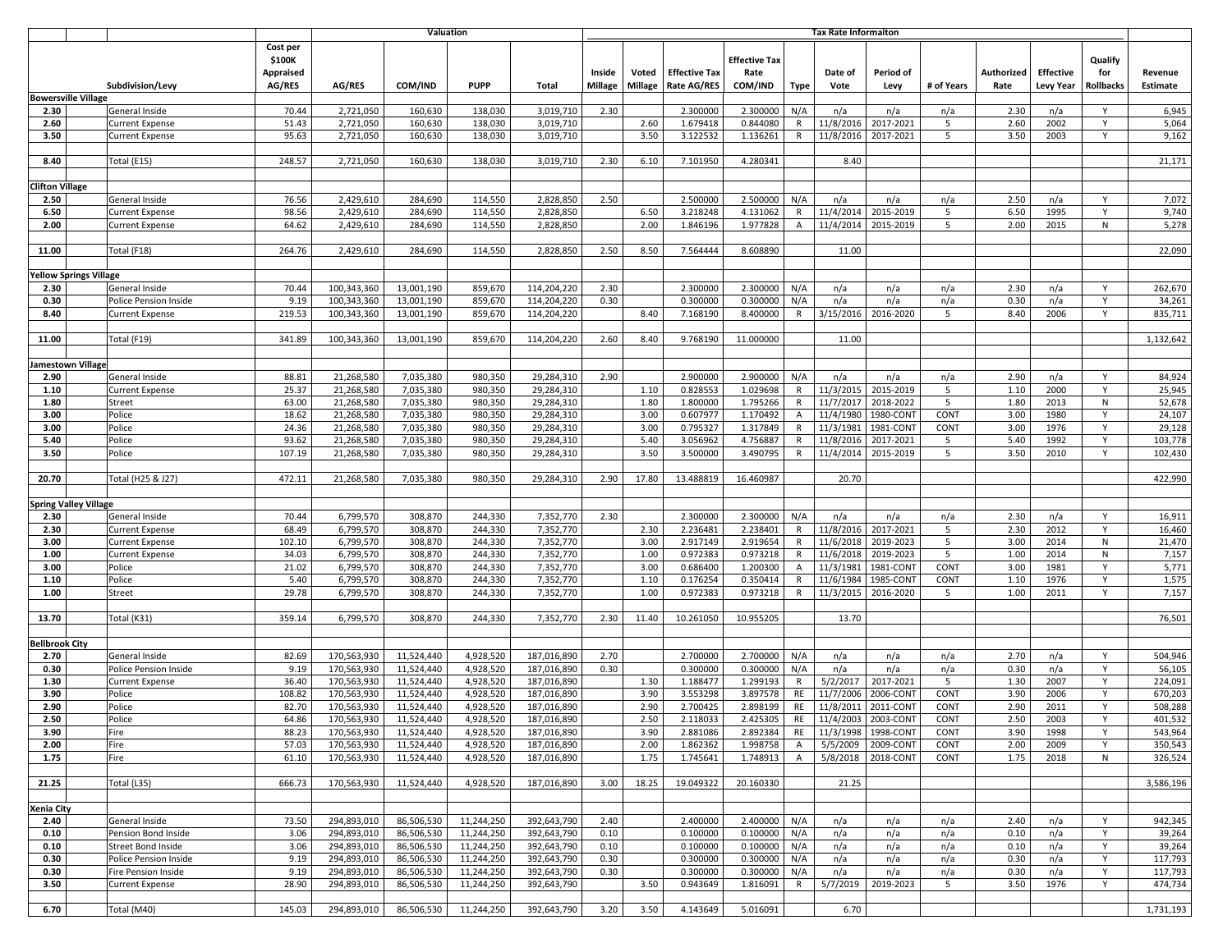| | | | Valuation | | | | Tax Rate Informaiton | | | | | | | | | | | | |
|---|---|---|---|---|---|---|---|---|---|---|---|---|---|---|---|---|---|---|---|
| | Subdivision/Levy | Cost per $100K Appraised AG/RES | AG/RES | COM/IND | PUPP | Total | Inside Millage | Voted Millage | Effective Tax Rate AG/RES | Effective Tax Rate COM/IND | Type | Date of Vote | Period of Levy | # of Years | Authorized Rate | Effective Levy Year | Qualify for Rollbacks | Revenue Estimate |
| **Bowersville Village** | | | | | | | | | | | | | | | | | | |
| 2.30 | General Inside | 70.44 | 2,721,050 | 160,630 | 138,030 | 3,019,710 | 2.30 | | 2.300000 | 2.300000 | N/A | n/a | n/a | n/a | 2.30 | n/a | Y | 6,945 |
| 2.60 | Current Expense | 51.43 | 2,721,050 | 160,630 | 138,030 | 3,019,710 | | 2.60 | 1.679418 | 0.844080 | R | 11/8/2016 | 2017-2021 | 5 | 2.60 | 2002 | Y | 5,064 |
| 3.50 | Current Expense | 95.63 | 2,721,050 | 160,630 | 138,030 | 3,019,710 | | 3.50 | 3.122532 | 1.136261 | R | 11/8/2016 | 2017-2021 | 5 | 3.50 | 2003 | Y | 9,162 |
| 8.40 | Total (E15) | 248.57 | 2,721,050 | 160,630 | 138,030 | 3,019,710 | 2.30 | 6.10 | 7.101950 | 4.280341 | | 8.40 | | | | | | 21,171 |
| **Clifton Village** | | | | | | | | | | | | | | | | | | |
| 2.50 | General Inside | 76.56 | 2,429,610 | 284,690 | 114,550 | 2,828,850 | 2.50 | | 2.500000 | 2.500000 | N/A | n/a | n/a | n/a | 2.50 | n/a | Y | 7,072 |
| 6.50 | Current Expense | 98.56 | 2,429,610 | 284,690 | 114,550 | 2,828,850 | | 6.50 | 3.218248 | 4.131062 | R | 11/4/2014 | 2015-2019 | 5 | 6.50 | 1995 | Y | 9,740 |
| 2.00 | Current Expense | 64.62 | 2,429,610 | 284,690 | 114,550 | 2,828,850 | | 2.00 | 1.846196 | 1.977828 | A | 11/4/2014 | 2015-2019 | 5 | 2.00 | 2015 | N | 5,278 |
| 11.00 | Total (F18) | 264.76 | 2,429,610 | 284,690 | 114,550 | 2,828,850 | 2.50 | 8.50 | 7.564444 | 8.608890 | | 11.00 | | | | | | 22,090 |
| **Yellow Springs Village** | | | | | | | | | | | | | | | | | | |
| 2.30 | General Inside | 70.44 | 100,343,360 | 13,001,190 | 859,670 | 114,204,220 | 2.30 | | 2.300000 | 2.300000 | N/A | n/a | n/a | n/a | 2.30 | n/a | Y | 262,670 |
| 0.30 | Police Pension Inside | 9.19 | 100,343,360 | 13,001,190 | 859,670 | 114,204,220 | 0.30 | | 0.300000 | 0.300000 | N/A | n/a | n/a | n/a | 0.30 | n/a | Y | 34,261 |
| 8.40 | Current Expense | 219.53 | 100,343,360 | 13,001,190 | 859,670 | 114,204,220 | | 8.40 | 7.168190 | 8.400000 | R | 3/15/2016 | 2016-2020 | 5 | 8.40 | 2006 | Y | 835,711 |
| 11.00 | Total (F19) | 341.89 | 100,343,360 | 13,001,190 | 859,670 | 114,204,220 | 2.60 | 8.40 | 9.768190 | 11.000000 | | 11.00 | | | | | | 1,132,642 |
| **Jamestown Village** | | | | | | | | | | | | | | | | | | |
| 2.90 | General Inside | 88.81 | 21,268,580 | 7,035,380 | 980,350 | 29,284,310 | 2.90 | | 2.900000 | 2.900000 | N/A | n/a | n/a | n/a | 2.90 | n/a | Y | 84,924 |
| 1.10 | Current Expense | 25.37 | 21,268,580 | 7,035,380 | 980,350 | 29,284,310 | | 1.10 | 0.828553 | 1.029698 | R | 11/3/2015 | 2015-2019 | 5 | 1.10 | 2000 | Y | 25,945 |
| 1.80 | Street | 63.00 | 21,268,580 | 7,035,380 | 980,350 | 29,284,310 | | 1.80 | 1.800000 | 1.795266 | R | 11/7/2017 | 2018-2022 | 5 | 1.80 | 2013 | N | 52,678 |
| 3.00 | Police | 18.62 | 21,268,580 | 7,035,380 | 980,350 | 29,284,310 | | 3.00 | 0.607977 | 1.170492 | A | 11/4/1980 | 1980-CONT | CONT | 3.00 | 1980 | Y | 24,107 |
| 3.00 | Police | 24.36 | 21,268,580 | 7,035,380 | 980,350 | 29,284,310 | | 3.00 | 0.795327 | 1.317849 | R | 11/3/1981 | 1981-CONT | CONT | 3.00 | 1976 | Y | 29,128 |
| 5.40 | Police | 93.62 | 21,268,580 | 7,035,380 | 980,350 | 29,284,310 | | 5.40 | 3.056962 | 4.756887 | R | 11/8/2016 | 2017-2021 | 5 | 5.40 | 1992 | Y | 103,778 |
| 3.50 | Police | 107.19 | 21,268,580 | 7,035,380 | 980,350 | 29,284,310 | | 3.50 | 3.500000 | 3.490795 | R | 11/4/2014 | 2015-2019 | 5 | 3.50 | 2010 | Y | 102,430 |
| 20.70 | Total (H25 & J27) | 472.11 | 21,268,580 | 7,035,380 | 980,350 | 29,284,310 | 2.90 | 17.80 | 13.488819 | 16.460987 | | 20.70 | | | | | | 422,990 |
| **Spring Valley Village** | | | | | | | | | | | | | | | | | | |
| 2.30 | General Inside | 70.44 | 6,799,570 | 308,870 | 244,330 | 7,352,770 | 2.30 | | 2.300000 | 2.300000 | N/A | n/a | n/a | n/a | 2.30 | n/a | Y | 16,911 |
| 2.30 | Current Expense | 68.49 | 6,799,570 | 308,870 | 244,330 | 7,352,770 | | 2.30 | 2.236481 | 2.238401 | R | 11/8/2016 | 2017-2021 | 5 | 2.30 | 2012 | Y | 16,460 |
| 3.00 | Current Expense | 102.10 | 6,799,570 | 308,870 | 244,330 | 7,352,770 | | 3.00 | 2.917149 | 2.919654 | R | 11/6/2018 | 2019-2023 | 5 | 3.00 | 2014 | N | 21,470 |
| 1.00 | Current Expense | 34.03 | 6,799,570 | 308,870 | 244,330 | 7,352,770 | | 1.00 | 0.972383 | 0.973218 | R | 11/6/2018 | 2019-2023 | 5 | 1.00 | 2014 | N | 7,157 |
| 3.00 | Police | 21.02 | 6,799,570 | 308,870 | 244,330 | 7,352,770 | | 3.00 | 0.686400 | 1.200300 | A | 11/3/1981 | 1981-CONT | CONT | 3.00 | 1981 | Y | 5,771 |
| 1.10 | Police | 5.40 | 6,799,570 | 308,870 | 244,330 | 7,352,770 | | 1.10 | 0.176254 | 0.350414 | R | 11/6/1984 | 1985-CONT | CONT | 1.10 | 1976 | Y | 1,575 |
| 1.00 | Street | 29.78 | 6,799,570 | 308,870 | 244,330 | 7,352,770 | | 1.00 | 0.972383 | 0.973218 | R | 11/3/2015 | 2016-2020 | 5 | 1.00 | 2011 | Y | 7,157 |
| 13.70 | Total (K31) | 359.14 | 6,799,570 | 308,870 | 244,330 | 7,352,770 | 2.30 | 11.40 | 10.261050 | 10.955205 | | 13.70 | | | | | | 76,501 |
| **Bellbrook City** | | | | | | | | | | | | | | | | | | |
| 2.70 | General Inside | 82.69 | 170,563,930 | 11,524,440 | 4,928,520 | 187,016,890 | 2.70 | | 2.700000 | 2.700000 | N/A | n/a | n/a | n/a | 2.70 | n/a | Y | 504,946 |
| 0.30 | Police Pension Inside | 9.19 | 170,563,930 | 11,524,440 | 4,928,520 | 187,016,890 | 0.30 | | 0.300000 | 0.300000 | N/A | n/a | n/a | n/a | 0.30 | n/a | Y | 56,105 |
| 1.30 | Current Expense | 36.40 | 170,563,930 | 11,524,440 | 4,928,520 | 187,016,890 | | 1.30 | 1.188477 | 1.299193 | R | 5/2/2017 | 2017-2021 | 5 | 1.30 | 2007 | Y | 224,091 |
| 3.90 | Police | 108.82 | 170,563,930 | 11,524,440 | 4,928,520 | 187,016,890 | | 3.90 | 3.553298 | 3.897578 | RE | 11/7/2006 | 2006-CONT | CONT | 3.90 | 2006 | Y | 670,203 |
| 2.90 | Police | 82.70 | 170,563,930 | 11,524,440 | 4,928,520 | 187,016,890 | | 2.90 | 2.700425 | 2.898199 | RE | 11/8/2011 | 2011-CONT | CONT | 2.90 | 2011 | Y | 508,288 |
| 2.50 | Police | 64.86 | 170,563,930 | 11,524,440 | 4,928,520 | 187,016,890 | | 2.50 | 2.118033 | 2.425305 | RE | 11/4/2003 | 2003-CONT | CONT | 2.50 | 2003 | Y | 401,532 |
| 3.90 | Fire | 88.23 | 170,563,930 | 11,524,440 | 4,928,520 | 187,016,890 | | 3.90 | 2.881086 | 2.892384 | RE | 11/3/1998 | 1998-CONT | CONT | 3.90 | 1998 | Y | 543,964 |
| 2.00 | Fire | 57.03 | 170,563,930 | 11,524,440 | 4,928,520 | 187,016,890 | | 2.00 | 1.862362 | 1.998758 | A | 5/5/2009 | 2009-CONT | CONT | 2.00 | 2009 | Y | 350,543 |
| 1.75 | Fire | 61.10 | 170,563,930 | 11,524,440 | 4,928,520 | 187,016,890 | | 1.75 | 1.745641 | 1.748913 | A | 5/8/2018 | 2018-CONT | CONT | 1.75 | 2018 | N | 326,524 |
| 21.25 | Total (L35) | 666.73 | 170,563,930 | 11,524,440 | 4,928,520 | 187,016,890 | 3.00 | 18.25 | 19.049322 | 20.160330 | | 21.25 | | | | | | 3,586,196 |
| **Xenia City** | | | | | | | | | | | | | | | | | | |
| 2.40 | General Inside | 73.50 | 294,893,010 | 86,506,530 | 11,244,250 | 392,643,790 | 2.40 | | 2.400000 | 2.400000 | N/A | n/a | n/a | n/a | 2.40 | n/a | Y | 942,345 |
| 0.10 | Pension Bond Inside | 3.06 | 294,893,010 | 86,506,530 | 11,244,250 | 392,643,790 | 0.10 | | 0.100000 | 0.100000 | N/A | n/a | n/a | n/a | 0.10 | n/a | Y | 39,264 |
| 0.10 | Street Bond Inside | 3.06 | 294,893,010 | 86,506,530 | 11,244,250 | 392,643,790 | 0.10 | | 0.100000 | 0.100000 | N/A | n/a | n/a | n/a | 0.10 | n/a | Y | 39,264 |
| 0.30 | Police Pension Inside | 9.19 | 294,893,010 | 86,506,530 | 11,244,250 | 392,643,790 | 0.30 | | 0.300000 | 0.300000 | N/A | n/a | n/a | n/a | 0.30 | n/a | Y | 117,793 |
| 0.30 | Fire Pension Inside | 9.19 | 294,893,010 | 86,506,530 | 11,244,250 | 392,643,790 | 0.30 | | 0.300000 | 0.300000 | N/A | n/a | n/a | n/a | 0.30 | n/a | Y | 117,793 |
| 3.50 | Current Expense | 28.90 | 294,893,010 | 86,506,530 | 11,244,250 | 392,643,790 | | 3.50 | 0.943649 | 1.816091 | R | 5/7/2019 | 2019-2023 | 5 | 3.50 | 1976 | Y | 474,734 |
| 6.70 | Total (M40) | 145.03 | 294,893,010 | 86,506,530 | 11,244,250 | 392,643,790 | 3.20 | 3.50 | 4.143649 | 5.016091 | | 6.70 | | | | | | 1,731,193 |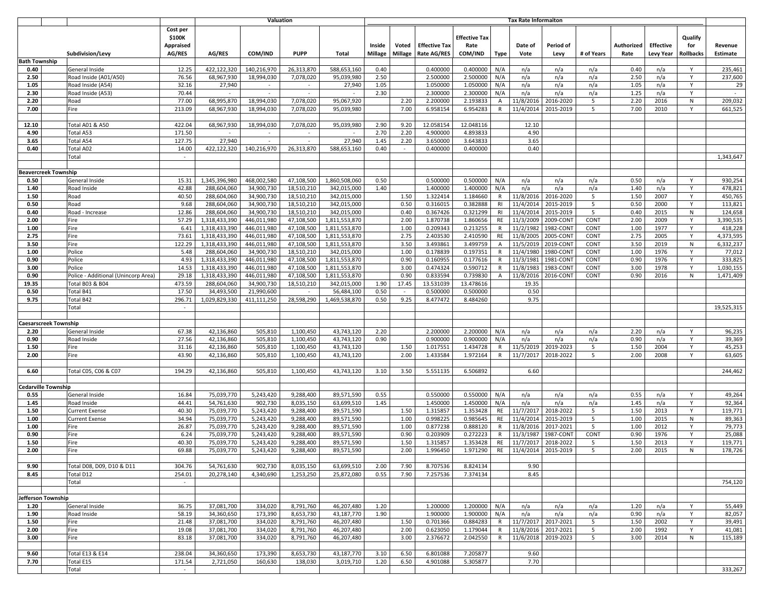| | | | | Valuation | | | | Tax Rate Informaiton | | | | | | | | | | | |
|---|---|---|---|---|---|---|---|---|---|---|---|---|---|---|---|---|---|---|---|
| | Subdivision/Levy | Cost per $100K Appraised AG/RES | AG/RES | COM/IND | PUPP | Total | Inside Millage | Voted Millage | Effective Tax Rate AG/RES | Effective Tax Rate COM/IND | Type | Date of Vote | Period of Levy | # of Years | Authorized Rate | Effective Levy Year | Qualify for Rollbacks | Revenue Estimate |
| **Bath Township** | | | | | | | | | | | | | | | | | | |
| 0.40 | General Inside | 12.25 | 422,122,320 | 140,216,970 | 26,313,870 | 588,653,160 | 0.40 | | 0.400000 | 0.400000 | N/A | n/a | n/a | n/a | 0.40 | n/a | Y | 235,461 |
| 2.50 | Road Inside (A01/A50) | 76.56 | 68,967,930 | 18,994,030 | 7,078,020 | 95,039,980 | 2.50 | | 2.500000 | 2.500000 | N/A | n/a | n/a | n/a | 2.50 | n/a | Y | 237,600 |
| 1.05 | Road Inside (A54) | 32.16 | 27,940 | - | - | 27,940 | 1.05 | | 1.050000 | 1.050000 | N/A | n/a | n/a | n/a | 1.05 | n/a | Y | 29 |
| 2.30 | Road Inside (A53) | 70.44 | - | - | - | - | 2.30 | | 2.300000 | 2.300000 | N/A | n/a | n/a | n/a | 1.25 | n/a | Y | - |
| 2.20 | Road | 77.00 | 68,995,870 | 18,994,030 | 7,078,020 | 95,067,920 | | 2.20 | 2.200000 | 2.193833 | A | 11/8/2016 | 2016-2020 | 5 | 2.20 | 2016 | N | 209,032 |
| 7.00 | Fire | 213.09 | 68,967,930 | 18,994,030 | 7,078,020 | 95,039,980 | | 7.00 | 6.958154 | 6.954283 | R | 11/4/2014 | 2015-2019 | 5 | 7.00 | 2010 | Y | 661,525 |
| | | | | | | | | | | | | | | | | | | |
| 12.10 | Total A01 & A50 | 422.04 | 68,967,930 | 18,994,030 | 7,078,020 | 95,039,980 | 2.90 | 9.20 | 12.058154 | 12.048116 | | 12.10 | | | | | | |
| 4.90 | Total A53 | 171.50 | - | - | - | - | 2.70 | 2.20 | 4.900000 | 4.893833 | | 4.90 | | | | | | |
| 3.65 | Total A54 | 127.75 | 27,940 | - | - | 27,940 | 1.45 | 2.20 | 3.650000 | 3.643833 | | 3.65 | | | | | | |
| 0.40 | Total A02 | 14.00 | 422,122,320 | 140,216,970 | 26,313,870 | 588,653,160 | 0.40 | - | 0.400000 | 0.400000 | | 0.40 | | | | | | |
| | Total | - | | | | | | | | | | | | | | | | 1,343,647 |
| | | | | | | | | | | | | | | | | | | |
| **Beavercreek Township** | | | | | | | | | | | | | | | | | | |
| 0.50 | General Inside | 15.31 | 1,345,396,980 | 468,002,580 | 47,108,500 | 1,860,508,060 | 0.50 | | 0.500000 | 0.500000 | N/A | n/a | n/a | n/a | 0.50 | n/a | Y | 930,254 |
| 1.40 | Road Inside | 42.88 | 288,604,060 | 34,900,730 | 18,510,210 | 342,015,000 | 1.40 | | 1.400000 | 1.400000 | N/A | n/a | n/a | n/a | 1.40 | n/a | Y | 478,821 |
| 1.50 | Road | 40.50 | 288,604,060 | 34,900,730 | 18,510,210 | 342,015,000 | | 1.50 | 1.322414 | 1.184660 | R | 11/8/2016 | 2016-2020 | 5 | 1.50 | 2007 | Y | 450,765 |
| 0.50 | Road | 9.68 | 288,604,060 | 34,900,730 | 18,510,210 | 342,015,000 | | 0.50 | 0.316015 | 0.382888 | RI | 11/4/2014 | 2015-2019 | 5 | 0.50 | 2000 | Y | 113,821 |
| 0.40 | Road - Increase | 12.86 | 288,604,060 | 34,900,730 | 18,510,210 | 342,015,000 | | 0.40 | 0.367426 | 0.321299 | RI | 11/4/2014 | 2015-2019 | 5 | 0.40 | 2015 | N | 124,658 |
| 2.00 | Fire | 57.29 | 1,318,433,390 | 446,011,980 | 47,108,500 | 1,811,553,870 | | 2.00 | 1.870738 | 1.860656 | RE | 11/3/2009 | 2009-CONT | CONT | 2.00 | 2009 | Y | 3,390,535 |
| 1.00 | Fire | 6.41 | 1,318,433,390 | 446,011,980 | 47,108,500 | 1,811,553,870 | | 1.00 | 0.209343 | 0.213255 | R | 11/2/1982 | 1982-CONT | CONT | 1.00 | 1977 | Y | 418,228 |
| 2.75 | Fire | 73.61 | 1,318,433,390 | 446,011,980 | 47,108,500 | 1,811,553,870 | | 2.75 | 2.403530 | 2.410590 | RE | 11/8/2005 | 2005-CONT | CONT | 2.75 | 2005 | Y | 4,373,595 |
| 3.50 | Fire | 122.29 | 1,318,433,390 | 446,011,980 | 47,108,500 | 1,811,553,870 | | 3.50 | 3.493861 | 3.499759 | A | 11/5/2019 | 2019-CONT | CONT | 3.50 | 2019 | N | 6,332,237 |
| 1.00 | Police | 5.48 | 288,604,060 | 34,900,730 | 18,510,210 | 342,015,000 | | 1.00 | 0.178839 | 0.197351 | R | 11/4/1980 | 1980-CONT | CONT | 1.00 | 1976 | Y | 77,012 |
| 0.90 | Police | 4.93 | 1,318,433,390 | 446,011,980 | 47,108,500 | 1,811,553,870 | | 0.90 | 0.160955 | 0.177616 | R | 11/3/1981 | 1981-CONT | CONT | 0.90 | 1976 | Y | 333,825 |
| 3.00 | Police | 14.53 | 1,318,433,390 | 446,011,980 | 47,108,500 | 1,811,553,870 | | 3.00 | 0.474324 | 0.590712 | R | 11/8/1983 | 1983-CONT | CONT | 3.00 | 1978 | Y | 1,030,155 |
| 0.90 | Police - Additional (Unincorp Area) | 29.18 | 1,318,433,390 | 446,011,980 | 47,108,500 | 1,811,553,870 | | 0.90 | 0.833594 | 0.739830 | A | 11/8/2016 | 2016-CONT | CONT | 0.90 | 2016 | N | 1,471,409 |
| 19.35 | Total B03 & B04 | 473.59 | 288,604,060 | 34,900,730 | 18,510,210 | 342,015,000 | 1.90 | 17.45 | 13.531039 | 13.478616 | | 19.35 | | | | | | |
| 0.50 | Total B41 | 17.50 | 34,493,500 | 21,990,600 | - | 56,484,100 | 0.50 | - | 0.500000 | 0.500000 | | 0.50 | | | | | | |
| 9.75 | Total B42 | 296.71 | 1,029,829,330 | 411,111,250 | 28,598,290 | 1,469,538,870 | 0.50 | 9.25 | 8.477472 | 8.484260 | | 9.75 | | | | | | |
| | Total | - | | | | | | | | | | | | | | | | 19,525,315 |
| | | | | | | | | | | | | | | | | | | |
| **Caesarscreek Township** | | | | | | | | | | | | | | | | | | |
| 2.20 | General Inside | 67.38 | 42,136,860 | 505,810 | 1,100,450 | 43,743,120 | 2.20 | | 2.200000 | 2.200000 | N/A | n/a | n/a | n/a | 2.20 | n/a | Y | 96,235 |
| 0.90 | Road Inside | 27.56 | 42,136,860 | 505,810 | 1,100,450 | 43,743,120 | 0.90 | | 0.900000 | 0.900000 | N/A | n/a | n/a | n/a | 0.90 | n/a | Y | 39,369 |
| 1.50 | Fire | 31.16 | 42,136,860 | 505,810 | 1,100,450 | 43,743,120 | | 1.50 | 1.017551 | 1.434728 | R | 11/5/2019 | 2019-2023 | 5 | 1.50 | 2004 | Y | 45,253 |
| 2.00 | Fire | 43.90 | 42,136,860 | 505,810 | 1,100,450 | 43,743,120 | | 2.00 | 1.433584 | 1.972164 | R | 11/7/2017 | 2018-2022 | 5 | 2.00 | 2008 | Y | 63,605 |
| | | | | | | | | | | | | | | | | | | |
| 6.60 | Total C05, C06 & C07 | 194.29 | 42,136,860 | 505,810 | 1,100,450 | 43,743,120 | 3.10 | 3.50 | 5.551135 | 6.506892 | | 6.60 | | | | | | 244,462 |
| | | | | | | | | | | | | | | | | | | |
| **Cedarville Township** | | | | | | | | | | | | | | | | | | |
| 0.55 | General Inside | 16.84 | 75,039,770 | 5,243,420 | 9,288,400 | 89,571,590 | 0.55 | | 0.550000 | 0.550000 | N/A | n/a | n/a | n/a | 0.55 | n/a | Y | 49,264 |
| 1.45 | Road Inside | 44.41 | 54,761,630 | 902,730 | 8,035,150 | 63,699,510 | 1.45 | | 1.450000 | 1.450000 | N/A | n/a | n/a | n/a | 1.45 | n/a | Y | 92,364 |
| 1.50 | Current Exense | 40.30 | 75,039,770 | 5,243,420 | 9,288,400 | 89,571,590 | | 1.50 | 1.315857 | 1.353428 | RE | 11/7/2017 | 2018-2022 | 5 | 1.50 | 2013 | Y | 119,771 |
| 1.00 | Current Exense | 34.94 | 75,039,770 | 5,243,420 | 9,288,400 | 89,571,590 | | 1.00 | 0.998225 | 0.985645 | RE | 11/4/2014 | 2015-2019 | 5 | 1.00 | 2015 | N | 89,363 |
| 1.00 | Fire | 26.87 | 75,039,770 | 5,243,420 | 9,288,400 | 89,571,590 | | 1.00 | 0.877238 | 0.888120 | R | 11/8/2016 | 2017-2021 | 5 | 1.00 | 2012 | Y | 79,773 |
| 0.90 | Fire | 6.24 | 75,039,770 | 5,243,420 | 9,288,400 | 89,571,590 | | 0.90 | 0.203909 | 0.272223 | R | 11/3/1987 | 1987-CONT | CONT | 0.90 | 1976 | Y | 25,088 |
| 1.50 | Fire | 40.30 | 75,039,770 | 5,243,420 | 9,288,400 | 89,571,590 | | 1.50 | 1.315857 | 1.353428 | RE | 11/7/2017 | 2018-2022 | 5 | 1.50 | 2013 | Y | 119,771 |
| 2.00 | Fire | 69.88 | 75,039,770 | 5,243,420 | 9,288,400 | 89,571,590 | | 2.00 | 1.996450 | 1.971290 | RE | 11/4/2014 | 2015-2019 | 5 | 2.00 | 2015 | N | 178,726 |
| | | | | | | | | | | | | | | | | | | |
| 9.90 | Total D08, D09, D10 & D11 | 304.76 | 54,761,630 | 902,730 | 8,035,150 | 63,699,510 | 2.00 | 7.90 | 8.707536 | 8.824134 | | 9.90 | | | | | | |
| 8.45 | Total D12 | 254.01 | 20,278,140 | 4,340,690 | 1,253,250 | 25,872,080 | 0.55 | 7.90 | 7.257536 | 7.374134 | | 8.45 | | | | | | |
| | Total | - | | | | | | | | | | | | | | | | 754,120 |
| | | | | | | | | | | | | | | | | | | |
| **Jefferson Township** | | | | | | | | | | | | | | | | | | |
| 1.20 | General Inside | 36.75 | 37,081,700 | 334,020 | 8,791,760 | 46,207,480 | 1.20 | | 1.200000 | 1.200000 | N/A | n/a | n/a | n/a | 1.20 | n/a | Y | 55,449 |
| 1.90 | Road Inside | 58.19 | 34,360,650 | 173,390 | 8,653,730 | 43,187,770 | 1.90 | | 1.900000 | 1.900000 | N/A | n/a | n/a | n/a | 0.90 | n/a | Y | 82,057 |
| 1.50 | Fire | 21.48 | 37,081,700 | 334,020 | 8,791,760 | 46,207,480 | | 1.50 | 0.701366 | 0.884283 | R | 11/7/2017 | 2017-2021 | 5 | 1.50 | 2002 | Y | 39,491 |
| 2.00 | Fire | 19.08 | 37,081,700 | 334,020 | 8,791,760 | 46,207,480 | | 2.00 | 0.623050 | 1.179044 | R | 11/8/2016 | 2017-2021 | 5 | 2.00 | 1992 | Y | 41,081 |
| 3.00 | Fire | 83.18 | 37,081,700 | 334,020 | 8,791,760 | 46,207,480 | | 3.00 | 2.376672 | 2.042550 | R | 11/6/2018 | 2019-2023 | 5 | 3.00 | 2014 | N | 115,189 |
| | | | | | | | | | | | | | | | | | | |
| 9.60 | Total E13 & E14 | 238.04 | 34,360,650 | 173,390 | 8,653,730 | 43,187,770 | 3.10 | 6.50 | 6.801088 | 7.205877 | | 9.60 | | | | | | |
| 7.70 | Total E15 | 171.54 | 2,721,050 | 160,630 | 138,030 | 3,019,710 | 1.20 | 6.50 | 4.901088 | 5.305877 | | 7.70 | | | | | | |
| | Total | - | | | | | | | | | | | | | | | | 333,267 |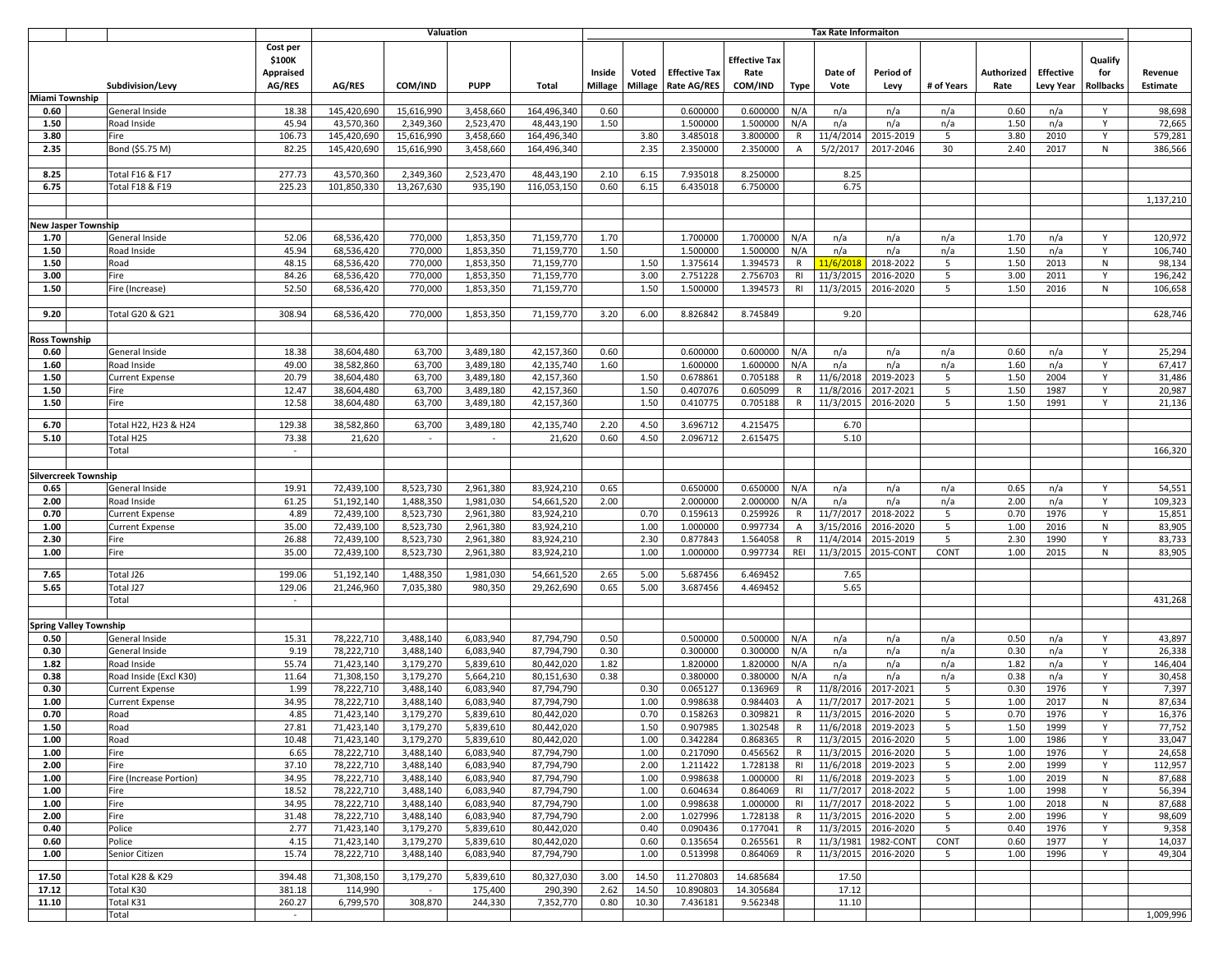| | | Cost per $100K Appraised AG/RES | Valuation | | | | Tax Rate Informaiton | | | | | | | | | | | | Revenue Estimate |
|---|---|---|---|---|---|---|---|---|---|---|---|---|---|---|---|---|---|---|---|
| | Subdivision/Levy | | AG/RES | COM/IND | PUPP | Total | Inside Millage | Voted Millage | Effective Tax Rate AG/RES | Effective Tax Rate COM/IND | Type | Date of Vote | Period of Levy | # of Years | Authorized Rate | Effective Levy Year | Qualify for Rollbacks | |
| **Miami Township** | | | | | | | | | | | | | | | | | | |
| 0.60 | General Inside | 18.38 | 145,420,690 | 15,616,990 | 3,458,660 | 164,496,340 | 0.60 | | 0.600000 | 0.600000 | N/A | n/a | n/a | n/a | 0.60 | n/a | Y | 98,698 |
| 1.50 | Road Inside | 45.94 | 43,570,360 | 2,349,360 | 2,523,470 | 48,443,190 | 1.50 | | 1.500000 | 1.500000 | N/A | n/a | n/a | n/a | 1.50 | n/a | Y | 72,665 |
| 3.80 | Fire | 106.73 | 145,420,690 | 15,616,990 | 3,458,660 | 164,496,340 | | 3.80 | 3.485018 | 3.800000 | R | 11/4/2014 | 2015-2019 | 5 | 3.80 | 2010 | Y | 579,281 |
| 2.35 | Bond ($5.75 M) | 82.25 | 145,420,690 | 15,616,990 | 3,458,660 | 164,496,340 | | 2.35 | 2.350000 | 2.350000 | A | 5/2/2017 | 2017-2046 | 30 | 2.40 | 2017 | N | 386,566 |
| 8.25 | Total F16 & F17 | 277.73 | 43,570,360 | 2,349,360 | 2,523,470 | 48,443,190 | 2.10 | 6.15 | 7.935018 | 8.250000 | | 8.25 | | | | | | |
| 6.75 | Total F18 & F19 | 225.23 | 101,850,330 | 13,267,630 | 935,190 | 116,053,150 | 0.60 | 6.15 | 6.435018 | 6.750000 | | 6.75 | | | | | | |
| | | | | | | | | | | | | | | | | | | 1,137,210 |
| **New Jasper Township** | | | | | | | | | | | | | | | | | | |
| 1.70 | General Inside | 52.06 | 68,536,420 | 770,000 | 1,853,350 | 71,159,770 | 1.70 | | 1.700000 | 1.700000 | N/A | n/a | n/a | n/a | 1.70 | n/a | Y | 120,972 |
| 1.50 | Road Inside | 45.94 | 68,536,420 | 770,000 | 1,853,350 | 71,159,770 | 1.50 | | 1.500000 | 1.500000 | N/A | n/a | n/a | n/a | 1.50 | n/a | Y | 106,740 |
| 1.50 | Road | 48.15 | 68,536,420 | 770,000 | 1,853,350 | 71,159,770 | | 1.50 | 1.375614 | 1.394573 | R | 11/6/2018 | 2018-2022 | 5 | 1.50 | 2013 | N | 98,134 |
| 3.00 | Fire | 84.26 | 68,536,420 | 770,000 | 1,853,350 | 71,159,770 | | 3.00 | 2.751228 | 2.756703 | RI | 11/3/2015 | 2016-2020 | 5 | 3.00 | 2011 | Y | 196,242 |
| 1.50 | Fire (Increase) | 52.50 | 68,536,420 | 770,000 | 1,853,350 | 71,159,770 | | 1.50 | 1.500000 | 1.394573 | RI | 11/3/2015 | 2016-2020 | 5 | 1.50 | 2016 | N | 106,658 |
| 9.20 | Total G20 & G21 | 308.94 | 68,536,420 | 770,000 | 1,853,350 | 71,159,770 | 3.20 | 6.00 | 8.826842 | 8.745849 | | 9.20 | | | | | | 628,746 |
| **Ross Township** | | | | | | | | | | | | | | | | | | |
| 0.60 | General Inside | 18.38 | 38,604,480 | 63,700 | 3,489,180 | 42,157,360 | 0.60 | | 0.600000 | 0.600000 | N/A | n/a | n/a | n/a | 0.60 | n/a | Y | 25,294 |
| 1.60 | Road Inside | 49.00 | 38,582,860 | 63,700 | 3,489,180 | 42,135,740 | 1.60 | | 1.600000 | 1.600000 | N/A | n/a | n/a | n/a | 1.60 | n/a | Y | 67,417 |
| 1.50 | Current Expense | 20.79 | 38,604,480 | 63,700 | 3,489,180 | 42,157,360 | | 1.50 | 0.678861 | 0.705188 | R | 11/6/2018 | 2019-2023 | 5 | 1.50 | 2004 | Y | 31,486 |
| 1.50 | Fire | 12.47 | 38,604,480 | 63,700 | 3,489,180 | 42,157,360 | | 1.50 | 0.407076 | 0.605099 | R | 11/8/2016 | 2017-2021 | 5 | 1.50 | 1987 | Y | 20,987 |
| 1.50 | Fire | 12.58 | 38,604,480 | 63,700 | 3,489,180 | 42,157,360 | | 1.50 | 0.410775 | 0.705188 | R | 11/3/2015 | 2016-2020 | 5 | 1.50 | 1991 | Y | 21,136 |
| 6.70 | Total H22, H23 & H24 | 129.38 | 38,582,860 | 63,700 | 3,489,180 | 42,135,740 | 2.20 | 4.50 | 3.696712 | 4.215475 | | 6.70 | | | | | | |
| 5.10 | Total H25 | 73.38 | 21,620 | - | - | 21,620 | 0.60 | 4.50 | 2.096712 | 2.615475 | | 5.10 | | | | | | |
| | Total | - | | | | | | | | | | | | | | | | 166,320 |
| **Silvercreek Township** | | | | | | | | | | | | | | | | | | |
| 0.65 | General Inside | 19.91 | 72,439,100 | 8,523,730 | 2,961,380 | 83,924,210 | 0.65 | | 0.650000 | 0.650000 | N/A | n/a | n/a | n/a | 0.65 | n/a | Y | 54,551 |
| 2.00 | Road Inside | 61.25 | 51,192,140 | 1,488,350 | 1,981,030 | 54,661,520 | 2.00 | | 2.000000 | 2.000000 | N/A | n/a | n/a | n/a | 2.00 | n/a | Y | 109,323 |
| 0.70 | Current Expense | 4.89 | 72,439,100 | 8,523,730 | 2,961,380 | 83,924,210 | | 0.70 | 0.159613 | 0.259926 | R | 11/7/2017 | 2018-2022 | 5 | 0.70 | 1976 | Y | 15,851 |
| 1.00 | Current Expense | 35.00 | 72,439,100 | 8,523,730 | 2,961,380 | 83,924,210 | | 1.00 | 1.000000 | 0.997734 | A | 3/15/2016 | 2016-2020 | 5 | 1.00 | 2016 | N | 83,905 |
| 2.30 | Fire | 26.88 | 72,439,100 | 8,523,730 | 2,961,380 | 83,924,210 | | 2.30 | 0.877843 | 1.564058 | R | 11/4/2014 | 2015-2019 | 5 | 2.30 | 1990 | Y | 83,733 |
| 1.00 | Fire | 35.00 | 72,439,100 | 8,523,730 | 2,961,380 | 83,924,210 | | 1.00 | 1.000000 | 0.997734 | REI | 11/3/2015 | 2015-CONT | CONT | 1.00 | 2015 | N | 83,905 |
| 7.65 | Total J26 | 199.06 | 51,192,140 | 1,488,350 | 1,981,030 | 54,661,520 | 2.65 | 5.00 | 5.687456 | 6.469452 | | 7.65 | | | | | | |
| 5.65 | Total J27 | 129.06 | 21,246,960 | 7,035,380 | 980,350 | 29,262,690 | 0.65 | 5.00 | 3.687456 | 4.469452 | | 5.65 | | | | | | |
| | Total | - | | | | | | | | | | | | | | | | 431,268 |
| **Spring Valley Township** | | | | | | | | | | | | | | | | | | |
| 0.50 | General Inside | 15.31 | 78,222,710 | 3,488,140 | 6,083,940 | 87,794,790 | 0.50 | | 0.500000 | 0.500000 | N/A | n/a | n/a | n/a | 0.50 | n/a | Y | 43,897 |
| 0.30 | General Inside | 9.19 | 78,222,710 | 3,488,140 | 6,083,940 | 87,794,790 | 0.30 | | 0.300000 | 0.300000 | N/A | n/a | n/a | n/a | 0.30 | n/a | Y | 26,338 |
| 1.82 | Road Inside | 55.74 | 71,423,140 | 3,179,270 | 5,839,610 | 80,442,020 | 1.82 | | 1.820000 | 1.820000 | N/A | n/a | n/a | n/a | 1.82 | n/a | Y | 146,404 |
| 0.38 | Road Inside (Excl K30) | 11.64 | 71,308,150 | 3,179,270 | 5,664,210 | 80,151,630 | 0.38 | | 0.380000 | 0.380000 | N/A | n/a | n/a | n/a | 0.38 | n/a | Y | 30,458 |
| 0.30 | Current Expense | 1.99 | 78,222,710 | 3,488,140 | 6,083,940 | 87,794,790 | | 0.30 | 0.065127 | 0.136969 | R | 11/8/2016 | 2017-2021 | 5 | 0.30 | 1976 | Y | 7,397 |
| 1.00 | Current Expense | 34.95 | 78,222,710 | 3,488,140 | 6,083,940 | 87,794,790 | | 1.00 | 0.998638 | 0.984403 | A | 11/7/2017 | 2017-2021 | 5 | 1.00 | 2017 | N | 87,634 |
| 0.70 | Road | 4.85 | 71,423,140 | 3,179,270 | 5,839,610 | 80,442,020 | | 0.70 | 0.158263 | 0.309821 | R | 11/3/2015 | 2016-2020 | 5 | 0.70 | 1976 | Y | 16,376 |
| 1.50 | Road | 27.81 | 71,423,140 | 3,179,270 | 5,839,610 | 80,442,020 | | 1.50 | 0.907985 | 1.302548 | R | 11/6/2018 | 2019-2023 | 5 | 1.50 | 1999 | Y | 77,752 |
| 1.00 | Road | 10.48 | 71,423,140 | 3,179,270 | 5,839,610 | 80,442,020 | | 1.00 | 0.342284 | 0.868365 | R | 11/3/2015 | 2016-2020 | 5 | 1.00 | 1986 | Y | 33,047 |
| 1.00 | Fire | 6.65 | 78,222,710 | 3,488,140 | 6,083,940 | 87,794,790 | | 1.00 | 0.217090 | 0.456562 | R | 11/3/2015 | 2016-2020 | 5 | 1.00 | 1976 | Y | 24,658 |
| 2.00 | Fire | 37.10 | 78,222,710 | 3,488,140 | 6,083,940 | 87,794,790 | | 2.00 | 1.211422 | 1.728138 | RI | 11/6/2018 | 2019-2023 | 5 | 2.00 | 1999 | Y | 112,957 |
| 1.00 | Fire (Increase Portion) | 34.95 | 78,222,710 | 3,488,140 | 6,083,940 | 87,794,790 | | 1.00 | 0.998638 | 1.000000 | RI | 11/6/2018 | 2019-2023 | 5 | 1.00 | 2019 | N | 87,688 |
| 1.00 | Fire | 18.52 | 78,222,710 | 3,488,140 | 6,083,940 | 87,794,790 | | 1.00 | 0.604634 | 0.864069 | RI | 11/7/2017 | 2018-2022 | 5 | 1.00 | 1998 | Y | 56,394 |
| 1.00 | Fire | 34.95 | 78,222,710 | 3,488,140 | 6,083,940 | 87,794,790 | | 1.00 | 0.998638 | 1.000000 | RI | 11/7/2017 | 2018-2022 | 5 | 1.00 | 2018 | N | 87,688 |
| 2.00 | Fire | 31.48 | 78,222,710 | 3,488,140 | 6,083,940 | 87,794,790 | | 2.00 | 1.027996 | 1.728138 | R | 11/3/2015 | 2016-2020 | 5 | 2.00 | 1996 | Y | 98,609 |
| 0.40 | Police | 2.77 | 71,423,140 | 3,179,270 | 5,839,610 | 80,442,020 | | 0.40 | 0.090436 | 0.177041 | R | 11/3/2015 | 2016-2020 | 5 | 0.40 | 1976 | Y | 9,358 |
| 0.60 | Police | 4.15 | 71,423,140 | 3,179,270 | 5,839,610 | 80,442,020 | | 0.60 | 0.135654 | 0.265561 | R | 11/3/1981 | 1982-CONT | CONT | 0.60 | 1977 | Y | 14,037 |
| 1.00 | Senior Citizen | 15.74 | 78,222,710 | 3,488,140 | 6,083,940 | 87,794,790 | | 1.00 | 0.513998 | 0.864069 | R | 11/3/2015 | 2016-2020 | 5 | 1.00 | 1996 | Y | 49,304 |
| 17.50 | Total K28 & K29 | 394.48 | 71,308,150 | 3,179,270 | 5,839,610 | 80,327,030 | 3.00 | 14.50 | 11.270803 | 14.685684 | | 17.50 | | | | | | |
| 17.12 | Total K30 | 381.18 | 114,990 | - | 175,400 | 290,390 | 2.62 | 14.50 | 10.890803 | 14.305684 | | 17.12 | | | | | | |
| 11.10 | Total K31 | 260.27 | 6,799,570 | 308,870 | 244,330 | 7,352,770 | 0.80 | 10.30 | 7.436181 | 9.562348 | | 11.10 | | | | | | |
| | Total | - | | | | | | | | | | | | | | | | 1,009,996 |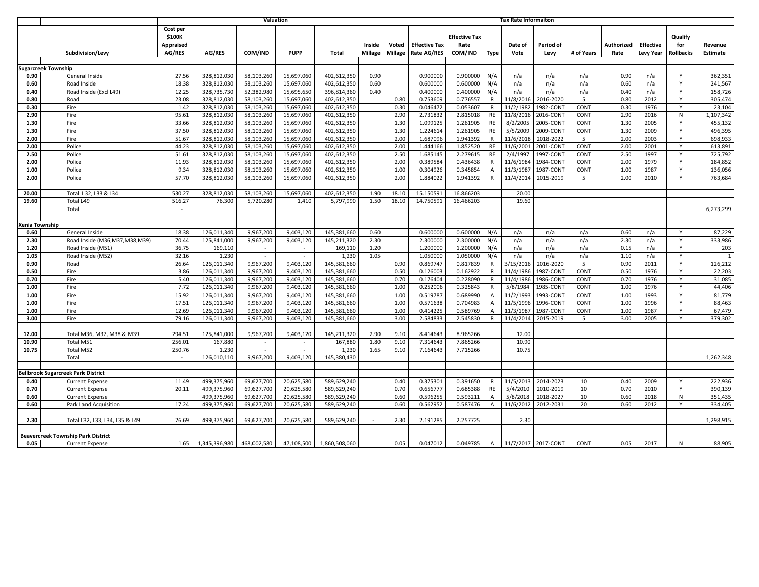| | | | | Valuation | | | | Tax Rate Informaiton | | | | | | | | | | | | |
|---|---|---|---|---|---|---|---|---|---|---|---|---|---|---|---|---|---|---|---|---|
| | | Subdivision/Levy | Cost per $100K Appraised AG/RES | AG/RES | COM/IND | PUPP | Total | Inside Millage | Voted Millage | Effective Tax Rate AG/RES | Effective Tax Rate COM/IND | Type | Date of Vote | Period of Levy | # of Years | Authorized Rate | Effective Levy Year | Qualify for Rollbacks | Revenue Estimate |
| **Sugarcreek Township** | | | | | | | | | | | | | | | | | | | |
| 0.90 | | General Inside | 27.56 | 328,812,030 | 58,103,260 | 15,697,060 | 402,612,350 | 0.90 | | 0.900000 | 0.900000 | N/A | n/a | n/a | n/a | 0.90 | n/a | Y | 362,351 |
| 0.60 | | Road Inside | 18.38 | 328,812,030 | 58,103,260 | 15,697,060 | 402,612,350 | 0.60 | | 0.600000 | 0.600000 | N/A | n/a | n/a | n/a | 0.60 | n/a | Y | 241,567 |
| 0.40 | | Road Inside (Excl L49) | 12.25 | 328,735,730 | 52,382,980 | 15,695,650 | 396,814,360 | 0.40 | | 0.400000 | 0.400000 | N/A | n/a | n/a | n/a | 0.40 | n/a | Y | 158,726 |
| 0.80 | | Road | 23.08 | 328,812,030 | 58,103,260 | 15,697,060 | 402,612,350 | | 0.80 | 0.753609 | 0.776557 | R | 11/8/2016 | 2016-2020 | 5 | 0.80 | 2012 | Y | 305,474 |
| 0.30 | | Fire | 1.42 | 328,812,030 | 58,103,260 | 15,697,060 | 402,612,350 | | 0.30 | 0.046472 | 0.053607 | R | 11/2/1982 | 1982-CONT | CONT | 0.30 | 1976 | Y | 23,104 |
| 2.90 | | Fire | 95.61 | 328,812,030 | 58,103,260 | 15,697,060 | 402,612,350 | | 2.90 | 2.731832 | 2.815018 | RE | 11/8/2016 | 2016-CONT | CONT | 2.90 | 2016 | N | 1,107,342 |
| 1.30 | | Fire | 33.66 | 328,812,030 | 58,103,260 | 15,697,060 | 402,612,350 | | 1.30 | 1.099125 | 1.261905 | RE | 8/2/2005 | 2005-CONT | CONT | 1.30 | 2005 | Y | 455,132 |
| 1.30 | | Fire | 37.50 | 328,812,030 | 58,103,260 | 15,697,060 | 402,612,350 | | 1.30 | 1.224614 | 1.261905 | RE | 5/5/2009 | 2009-CONT | CONT | 1.30 | 2009 | Y | 496,395 |
| 2.00 | | Fire | 51.67 | 328,812,030 | 58,103,260 | 15,697,060 | 402,612,350 | | 2.00 | 1.687096 | 1.941392 | R | 11/6/2018 | 2018-2022 | 5 | 2.00 | 2003 | Y | 698,933 |
| 2.00 | | Police | 44.23 | 328,812,030 | 58,103,260 | 15,697,060 | 402,612,350 | | 2.00 | 1.444166 | 1.852520 | RE | 11/6/2001 | 2001-CONT | CONT | 2.00 | 2001 | Y | 613,891 |
| 2.50 | | Police | 51.61 | 328,812,030 | 58,103,260 | 15,697,060 | 402,612,350 | | 2.50 | 1.685145 | 2.279615 | RE | 2/4/1997 | 1997-CONT | CONT | 2.50 | 1997 | Y | 725,792 |
| 2.00 | | Police | 11.93 | 328,812,030 | 58,103,260 | 15,697,060 | 402,612,350 | | 2.00 | 0.389584 | 0.436438 | R | 11/6/1984 | 1984-CONT | CONT | 2.00 | 1979 | Y | 184,852 |
| 1.00 | | Police | 9.34 | 328,812,030 | 58,103,260 | 15,697,060 | 402,612,350 | | 1.00 | 0.304926 | 0.345854 | A | 11/3/1987 | 1987-CONT | CONT | 1.00 | 1987 | Y | 136,056 |
| 2.00 | | Police | 57.70 | 328,812,030 | 58,103,260 | 15,697,060 | 402,612,350 | | 2.00 | 1.884022 | 1.941392 | R | 11/4/2014 | 2015-2019 | 5 | 2.00 | 2010 | Y | 763,684 |
| | | | | | | | | | | | | | | | | | | | |
| 20.00 | | Total L32, L33 & L34 | 530.27 | 328,812,030 | 58,103,260 | 15,697,060 | 402,612,350 | 1.90 | 18.10 | 15.150591 | 16.866203 | | 20.00 | | | | | | |
| 19.60 | | Total L49 | 516.27 | 76,300 | 5,720,280 | 1,410 | 5,797,990 | 1.50 | 18.10 | 14.750591 | 16.466203 | | 19.60 | | | | | | |
| | | Total | - | | | | | | | | | | | | | | | | 6,273,299 |
| | | | | | | | | | | | | | | | | | | | |
| **Xenia Township** | | | | | | | | | | | | | | | | | | | |
| 0.60 | | General Inside | 18.38 | 126,011,340 | 9,967,200 | 9,403,120 | 145,381,660 | 0.60 | | 0.600000 | 0.600000 | N/A | n/a | n/a | n/a | 0.60 | n/a | Y | 87,229 |
| 2.30 | | Road Inside (M36,M37,M38,M39) | 70.44 | 125,841,000 | 9,967,200 | 9,403,120 | 145,211,320 | 2.30 | | 2.300000 | 2.300000 | N/A | n/a | n/a | n/a | 2.30 | n/a | Y | 333,986 |
| 1.20 | | Road Inside (M51) | 36.75 | 169,110 | - | - | 169,110 | 1.20 | | 1.200000 | 1.200000 | N/A | n/a | n/a | n/a | 0.15 | n/a | Y | 203 |
| 1.05 | | Road Inside (M52) | 32.16 | 1,230 | - | - | 1,230 | 1.05 | | 1.050000 | 1.050000 | N/A | n/a | n/a | n/a | 1.10 | n/a | Y | 1 |
| 0.90 | | Road | 26.64 | 126,011,340 | 9,967,200 | 9,403,120 | 145,381,660 | | 0.90 | 0.869747 | 0.817839 | R | 3/15/2016 | 2016-2020 | 5 | 0.90 | 2011 | Y | 126,212 |
| 0.50 | | Fire | 3.86 | 126,011,340 | 9,967,200 | 9,403,120 | 145,381,660 | | 0.50 | 0.126003 | 0.162922 | R | 11/4/1986 | 1987-CONT | CONT | 0.50 | 1976 | Y | 22,203 |
| 0.70 | | Fire | 5.40 | 126,011,340 | 9,967,200 | 9,403,120 | 145,381,660 | | 0.70 | 0.176404 | 0.228090 | R | 11/4/1986 | 1986-CONT | CONT | 0.70 | 1976 | Y | 31,085 |
| 1.00 | | Fire | 7.72 | 126,011,340 | 9,967,200 | 9,403,120 | 145,381,660 | | 1.00 | 0.252006 | 0.325843 | R | 5/8/1984 | 1985-CONT | CONT | 1.00 | 1976 | Y | 44,406 |
| 1.00 | | Fire | 15.92 | 126,011,340 | 9,967,200 | 9,403,120 | 145,381,660 | | 1.00 | 0.519787 | 0.689990 | A | 11/2/1993 | 1993-CONT | CONT | 1.00 | 1993 | Y | 81,779 |
| 1.00 | | Fire | 17.51 | 126,011,340 | 9,967,200 | 9,403,120 | 145,381,660 | | 1.00 | 0.571638 | 0.704983 | A | 11/5/1996 | 1996-CONT | CONT | 1.00 | 1996 | Y | 88,463 |
| 1.00 | | Fire | 12.69 | 126,011,340 | 9,967,200 | 9,403,120 | 145,381,660 | | 1.00 | 0.414225 | 0.589769 | A | 11/3/1987 | 1987-CONT | CONT | 1.00 | 1987 | Y | 67,479 |
| 3.00 | | Fire | 79.16 | 126,011,340 | 9,967,200 | 9,403,120 | 145,381,660 | | 3.00 | 2.584833 | 2.545830 | R | 11/4/2014 | 2015-2019 | 5 | 3.00 | 2005 | Y | 379,302 |
| | | | | | | | | | | | | | | | | | | | |
| 12.00 | | Total M36, M37, M38 & M39 | 294.51 | 125,841,000 | 9,967,200 | 9,403,120 | 145,211,320 | 2.90 | 9.10 | 8.414643 | 8.965266 | | 12.00 | | | | | | |
| 10.90 | | Total M51 | 256.01 | 167,880 | - | - | 167,880 | 1.80 | 9.10 | 7.314643 | 7.865266 | | 10.90 | | | | | | |
| 10.75 | | Total M52 | 250.76 | 1,230 | - | - | 1,230 | 1.65 | 9.10 | 7.164643 | 7.715266 | | 10.75 | | | | | | |
| | | Total | - | 126,010,110 | 9,967,200 | 9,403,120 | 145,380,430 | | | | | | | | | | | | 1,262,348 |
| | | | | | | | | | | | | | | | | | | | |
| **Bellbrook Sugarcreek Park District** | | | | | | | | | | | | | | | | | | | |
| 0.40 | | Current Expense | 11.49 | 499,375,960 | 69,627,700 | 20,625,580 | 589,629,240 | | 0.40 | 0.375301 | 0.391650 | R | 11/5/2013 | 2014-2023 | 10 | 0.40 | 2009 | Y | 222,936 |
| 0.70 | | Current Expense | 20.11 | 499,375,960 | 69,627,700 | 20,625,580 | 589,629,240 | | 0.70 | 0.656777 | 0.685388 | RE | 5/4/2010 | 2010-2019 | 10 | 0.70 | 2010 | Y | 390,139 |
| 0.60 | | Current Expense | | 499,375,960 | 69,627,700 | 20,625,580 | 589,629,240 | | 0.60 | 0.596255 | 0.593211 | A | 5/8/2018 | 2018-2027 | 10 | 0.60 | 2018 | N | 351,435 |
| 0.60 | | Park Land Acquisition | 17.24 | 499,375,960 | 69,627,700 | 20,625,580 | 589,629,240 | | 0.60 | 0.562952 | 0.587476 | A | 11/6/2012 | 2012-2031 | 20 | 0.60 | 2012 | Y | 334,405 |
| | | | | | | | | | | | | | | | | | | | |
| 2.30 | | Total L32, L33, L34, L35 & L49 | 76.69 | 499,375,960 | 69,627,700 | 20,625,580 | 589,629,240 | - | 2.30 | 2.191285 | 2.257725 | | 2.30 | | | | | | 1,298,915 |
| | | | | | | | | | | | | | | | | | | | |
| **Beavercreek Township Park District** | | | | | | | | | | | | | | | | | | | |
| 0.05 | | Current Expense | 1.65 | 1,345,396,980 | 468,002,580 | 47,108,500 | 1,860,508,060 | | 0.05 | 0.047012 | 0.049785 | A | 11/7/2017 | 2017-CONT | CONT | 0.05 | 2017 | N | 88,905 |